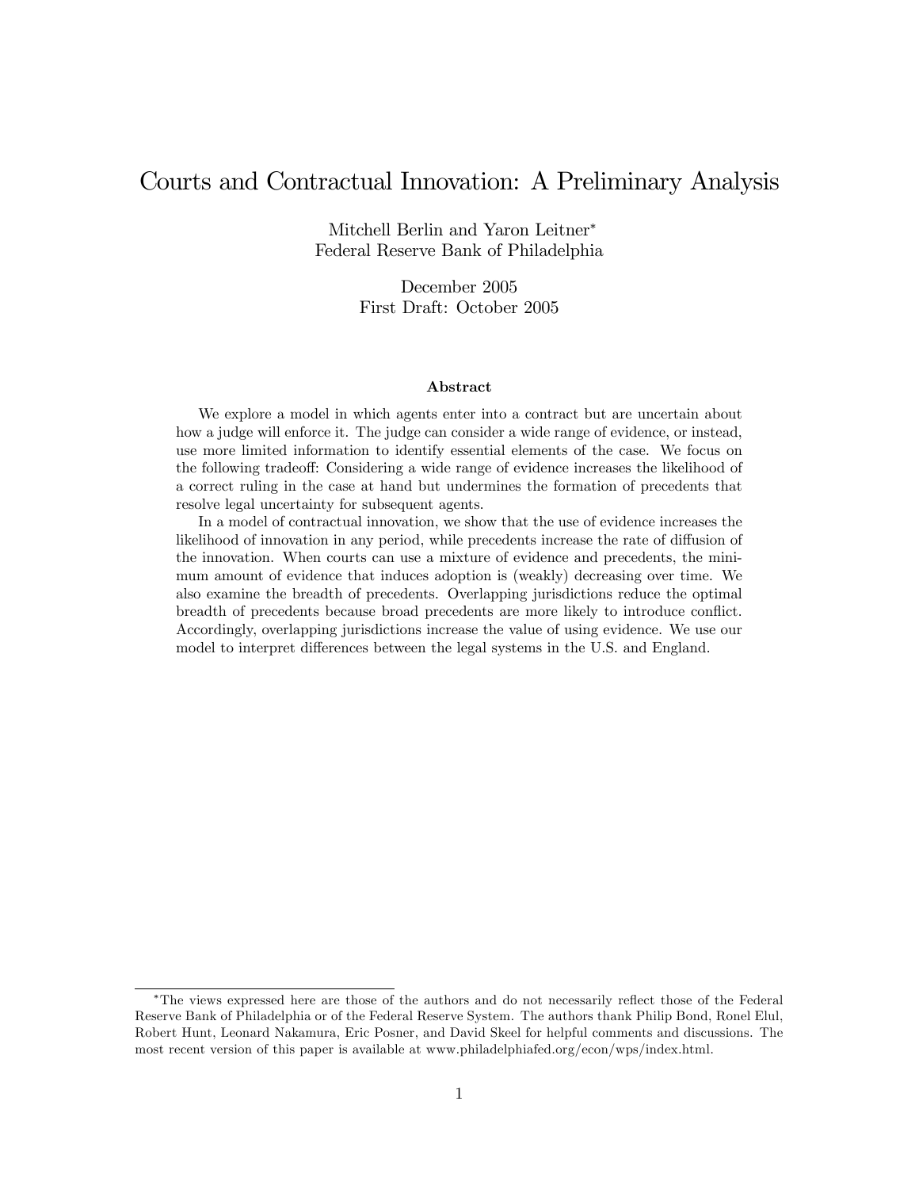# Courts and Contractual Innovation: A Preliminary Analysis

Mitchell Berlin and Yaron Leitner*
Federal Reserve Bank of Philadelphia

December 2005
First Draft: October 2005

### Abstract

We explore a model in which agents enter into a contract but are uncertain about how a judge will enforce it. The judge can consider a wide range of evidence, or instead, use more limited information to identify essential elements of the case. We focus on the following tradeoff: Considering a wide range of evidence increases the likelihood of a correct ruling in the case at hand but undermines the formation of precedents that resolve legal uncertainty for subsequent agents.

In a model of contractual innovation, we show that the use of evidence increases the likelihood of innovation in any period, while precedents increase the rate of diffusion of the innovation. When courts can use a mixture of evidence and precedents, the minimum amount of evidence that induces adoption is (weakly) decreasing over time. We also examine the breadth of precedents. Overlapping jurisdictions reduce the optimal breadth of precedents because broad precedents are more likely to introduce conflict. Accordingly, overlapping jurisdictions increase the value of using evidence. We use our model to interpret differences between the legal systems in the U.S. and England.

---

*The views expressed here are those of the authors and do not necessarily reflect those of the Federal Reserve Bank of Philadelphia or of the Federal Reserve System. The authors thank Philip Bond, Ronel Elul, Robert Hunt, Leonard Nakamura, Eric Posner, and David Skeel for helpful comments and discussions. The most recent version of this paper is available at www.philadelphiafed.org/econ/wps/index.html.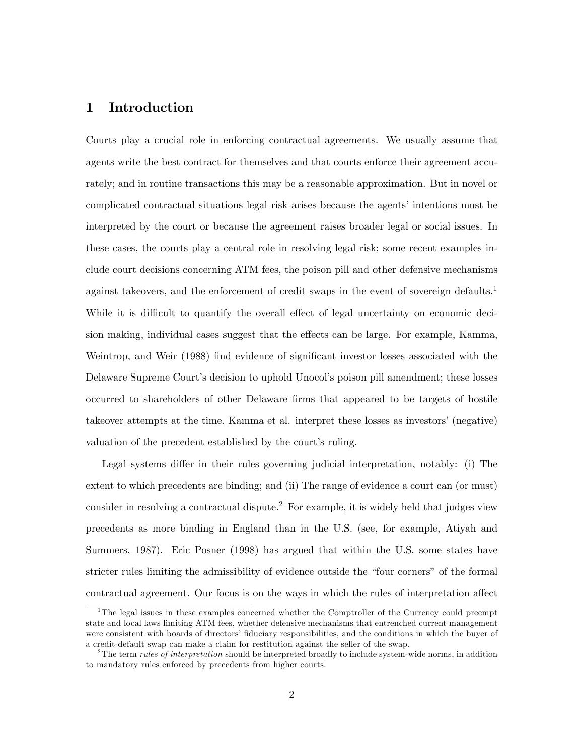# 1 Introduction

Courts play a crucial role in enforcing contractual agreements. We usually assume that agents write the best contract for themselves and that courts enforce their agreement accurately; and in routine transactions this may be a reasonable approximation. But in novel or complicated contractual situations legal risk arises because the agents' intentions must be interpreted by the court or because the agreement raises broader legal or social issues. In these cases, the courts play a central role in resolving legal risk; some recent examples include court decisions concerning ATM fees, the poison pill and other defensive mechanisms against takeovers, and the enforcement of credit swaps in the event of sovereign defaults.[1] While it is difficult to quantify the overall effect of legal uncertainty on economic decision making, individual cases suggest that the effects can be large. For example, Kamma, Weintrop, and Weir (1988) find evidence of significant investor losses associated with the Delaware Supreme Court's decision to uphold Unocol's poison pill amendment; these losses occurred to shareholders of other Delaware firms that appeared to be targets of hostile takeover attempts at the time. Kamma et al. interpret these losses as investors' (negative) valuation of the precedent established by the court's ruling.

Legal systems differ in their rules governing judicial interpretation, notably: (i) The extent to which precedents are binding; and (ii) The range of evidence a court can (or must) consider in resolving a contractual dispute.[2] For example, it is widely held that judges view precedents as more binding in England than in the U.S. (see, for example, Atiyah and Summers, 1987). Eric Posner (1998) has argued that within the U.S. some states have stricter rules limiting the admissibility of evidence outside the "four corners" of the formal contractual agreement. Our focus is on the ways in which the rules of interpretation affect

[1] The legal issues in these examples concerned whether the Comptroller of the Currency could preempt state and local laws limiting ATM fees, whether defensive mechanisms that entrenched current management were consistent with boards of directors' fiduciary responsibilities, and the conditions in which the buyer of a credit-default swap can make a claim for restitution against the seller of the swap.

[2] The term *rules of interpretation* should be interpreted broadly to include system-wide norms, in addition to mandatory rules enforced by precedents from higher courts.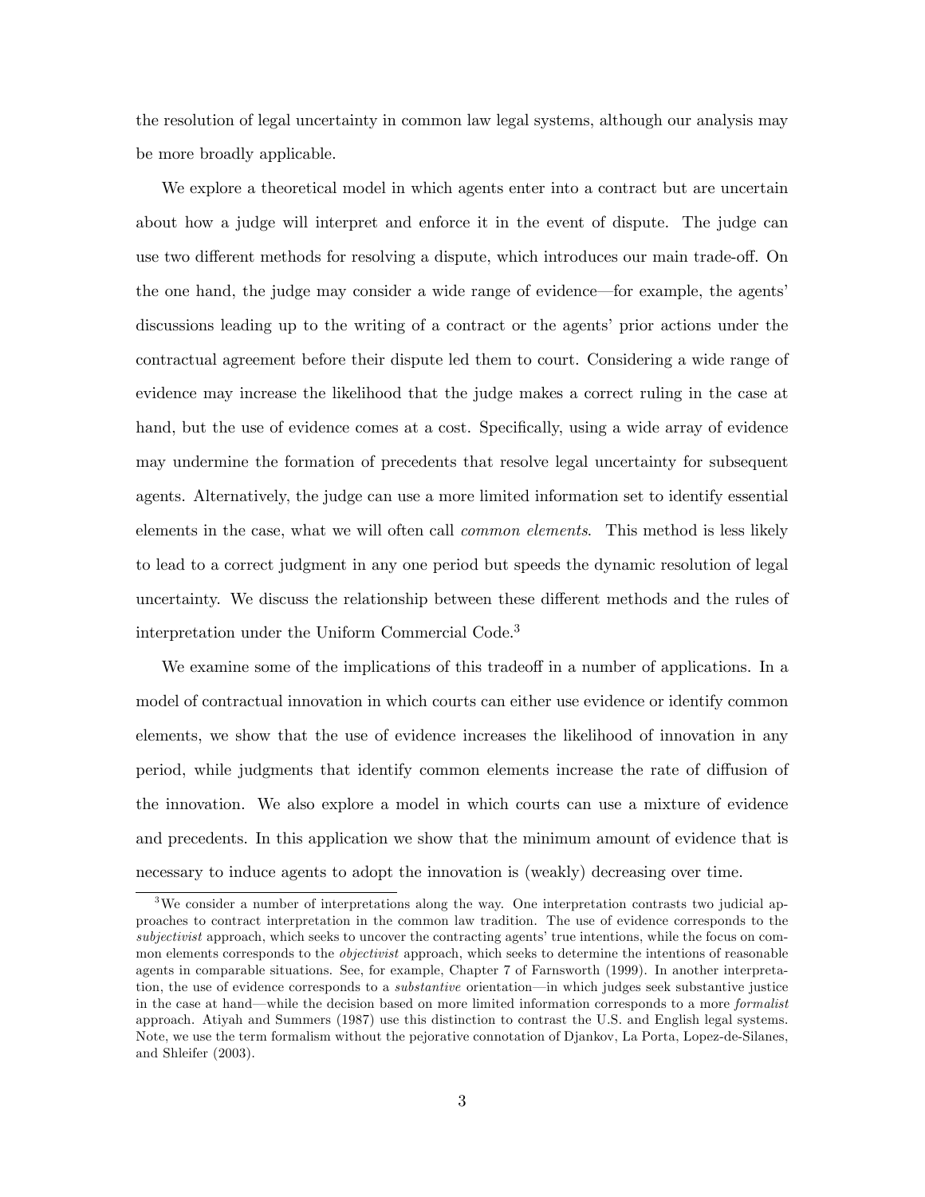the resolution of legal uncertainty in common law legal systems, although our analysis may be more broadly applicable.

We explore a theoretical model in which agents enter into a contract but are uncertain about how a judge will interpret and enforce it in the event of dispute. The judge can use two different methods for resolving a dispute, which introduces our main trade-off. On the one hand, the judge may consider a wide range of evidence—for example, the agents' discussions leading up to the writing of a contract or the agents' prior actions under the contractual agreement before their dispute led them to court. Considering a wide range of evidence may increase the likelihood that the judge makes a correct ruling in the case at hand, but the use of evidence comes at a cost. Specifically, using a wide array of evidence may undermine the formation of precedents that resolve legal uncertainty for subsequent agents. Alternatively, the judge can use a more limited information set to identify essential elements in the case, what we will often call *common elements*. This method is less likely to lead to a correct judgment in any one period but speeds the dynamic resolution of legal uncertainty. We discuss the relationship between these different methods and the rules of interpretation under the Uniform Commercial Code.[3]

We examine some of the implications of this tradeoff in a number of applications. In a model of contractual innovation in which courts can either use evidence or identify common elements, we show that the use of evidence increases the likelihood of innovation in any period, while judgments that identify common elements increase the rate of diffusion of the innovation. We also explore a model in which courts can use a mixture of evidence and precedents. In this application we show that the minimum amount of evidence that is necessary to induce agents to adopt the innovation is (weakly) decreasing over time.

[3]We consider a number of interpretations along the way. One interpretation contrasts two judicial approaches to contract interpretation in the common law tradition. The use of evidence corresponds to the *subjectivist* approach, which seeks to uncover the contracting agents' true intentions, while the focus on common elements corresponds to the *objectivist* approach, which seeks to determine the intentions of reasonable agents in comparable situations. See, for example, Chapter 7 of Farnsworth (1999). In another interpretation, the use of evidence corresponds to a *substantive* orientation—in which judges seek substantive justice in the case at hand—while the decision based on more limited information corresponds to a more *formalist* approach. Atiyah and Summers (1987) use this distinction to contrast the U.S. and English legal systems. Note, we use the term formalism without the pejorative connotation of Djankov, La Porta, Lopez-de-Silanes, and Shleifer (2003).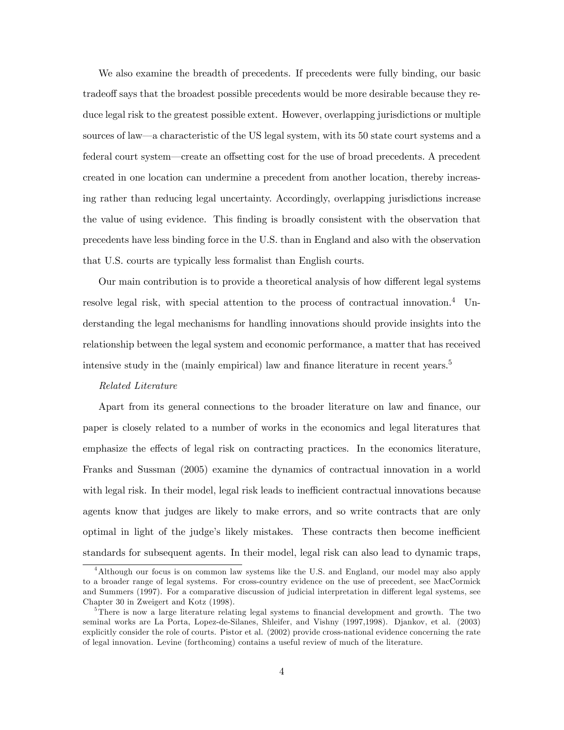We also examine the breadth of precedents. If precedents were fully binding, our basic tradeoff says that the broadest possible precedents would be more desirable because they reduce legal risk to the greatest possible extent. However, overlapping jurisdictions or multiple sources of law—a characteristic of the US legal system, with its 50 state court systems and a federal court system—create an offsetting cost for the use of broad precedents. A precedent created in one location can undermine a precedent from another location, thereby increasing rather than reducing legal uncertainty. Accordingly, overlapping jurisdictions increase the value of using evidence. This finding is broadly consistent with the observation that precedents have less binding force in the U.S. than in England and also with the observation that U.S. courts are typically less formalist than English courts.

Our main contribution is to provide a theoretical analysis of how different legal systems resolve legal risk, with special attention to the process of contractual innovation.[4] Understanding the legal mechanisms for handling innovations should provide insights into the relationship between the legal system and economic performance, a matter that has received intensive study in the (mainly empirical) law and finance literature in recent years.[5]

*Related Literature*

Apart from its general connections to the broader literature on law and finance, our paper is closely related to a number of works in the economics and legal literatures that emphasize the effects of legal risk on contracting practices. In the economics literature, Franks and Sussman (2005) examine the dynamics of contractual innovation in a world with legal risk. In their model, legal risk leads to inefficient contractual innovations because agents know that judges are likely to make errors, and so write contracts that are only optimal in light of the judge's likely mistakes. These contracts then become inefficient standards for subsequent agents. In their model, legal risk can also lead to dynamic traps,

[4] Although our focus is on common law systems like the U.S. and England, our model may also apply to a broader range of legal systems. For cross-country evidence on the use of precedent, see MacCormick and Summers (1997). For a comparative discussion of judicial interpretation in different legal systems, see Chapter 30 in Zweigert and Kotz (1998).

[5] There is now a large literature relating legal systems to financial development and growth. The two seminal works are La Porta, Lopez-de-Silanes, Shleifer, and Vishny (1997,1998). Djankov, et al. (2003) explicitly consider the role of courts. Pistor et al. (2002) provide cross-national evidence concerning the rate of legal innovation. Levine (forthcoming) contains a useful review of much of the literature.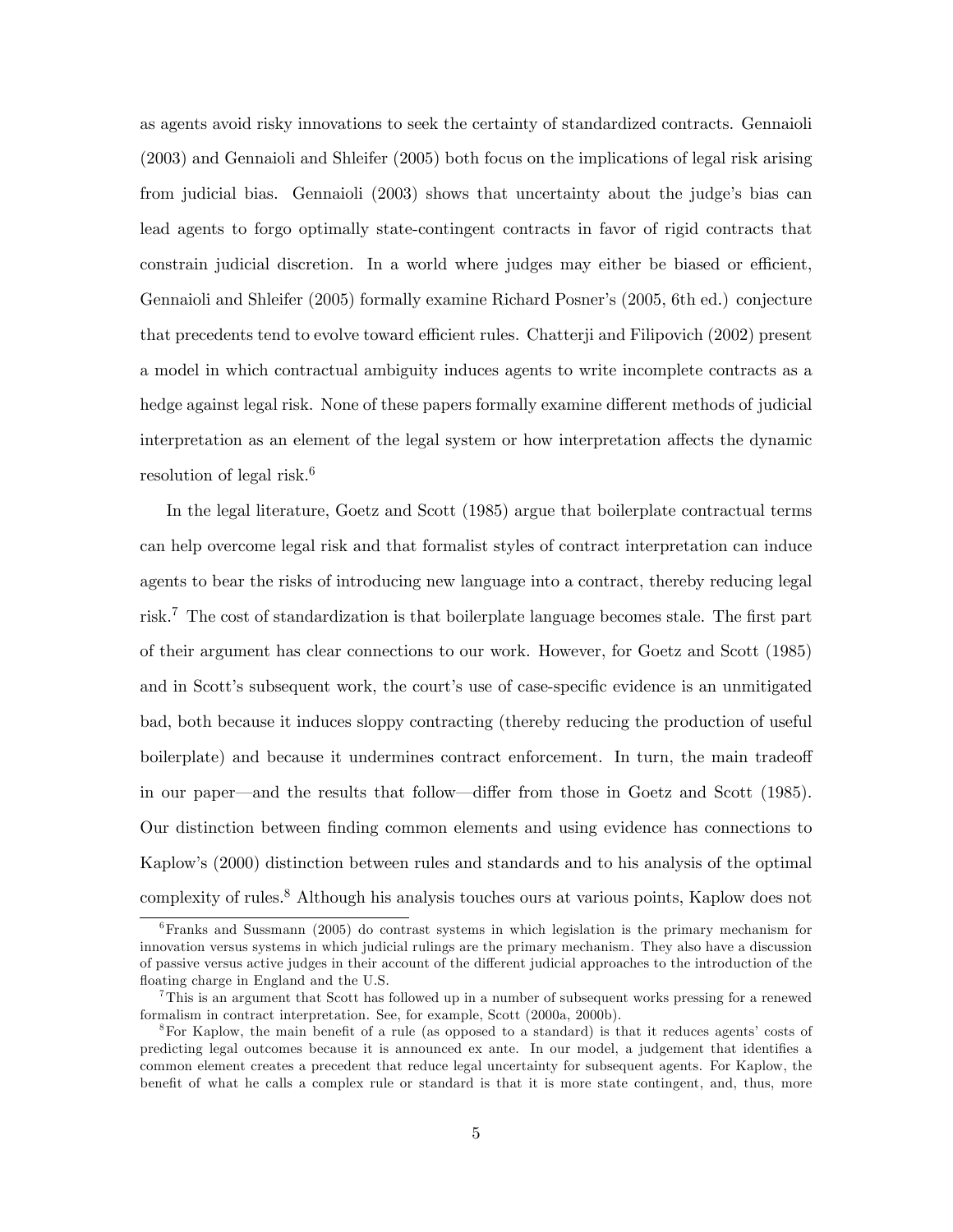as agents avoid risky innovations to seek the certainty of standardized contracts. Gennaioli (2003) and Gennaioli and Shleifer (2005) both focus on the implications of legal risk arising from judicial bias. Gennaioli (2003) shows that uncertainty about the judge's bias can lead agents to forgo optimally state-contingent contracts in favor of rigid contracts that constrain judicial discretion. In a world where judges may either be biased or efficient, Gennaioli and Shleifer (2005) formally examine Richard Posner's (2005, 6th ed.) conjecture that precedents tend to evolve toward efficient rules. Chatterji and Filipovich (2002) present a model in which contractual ambiguity induces agents to write incomplete contracts as a hedge against legal risk. None of these papers formally examine different methods of judicial interpretation as an element of the legal system or how interpretation affects the dynamic resolution of legal risk.[6]

In the legal literature, Goetz and Scott (1985) argue that boilerplate contractual terms can help overcome legal risk and that formalist styles of contract interpretation can induce agents to bear the risks of introducing new language into a contract, thereby reducing legal risk.[7] The cost of standardization is that boilerplate language becomes stale. The first part of their argument has clear connections to our work. However, for Goetz and Scott (1985) and in Scott's subsequent work, the court's use of case-specific evidence is an unmitigated bad, both because it induces sloppy contracting (thereby reducing the production of useful boilerplate) and because it undermines contract enforcement. In turn, the main tradeoff in our paper—and the results that follow—differ from those in Goetz and Scott (1985). Our distinction between finding common elements and using evidence has connections to Kaplow's (2000) distinction between rules and standards and to his analysis of the optimal complexity of rules.[8] Although his analysis touches ours at various points, Kaplow does not

[6] Franks and Sussmann (2005) do contrast systems in which legislation is the primary mechanism for innovation versus systems in which judicial rulings are the primary mechanism. They also have a discussion of passive versus active judges in their account of the different judicial approaches to the introduction of the floating charge in England and the U.S.

[7] This is an argument that Scott has followed up in a number of subsequent works pressing for a renewed formalism in contract interpretation. See, for example, Scott (2000a, 2000b).

[8] For Kaplow, the main benefit of a rule (as opposed to a standard) is that it reduces agents' costs of predicting legal outcomes because it is announced ex ante. In our model, a judgement that identifies a common element creates a precedent that reduce legal uncertainty for subsequent agents. For Kaplow, the benefit of what he calls a complex rule or standard is that it is more state contingent, and, thus, more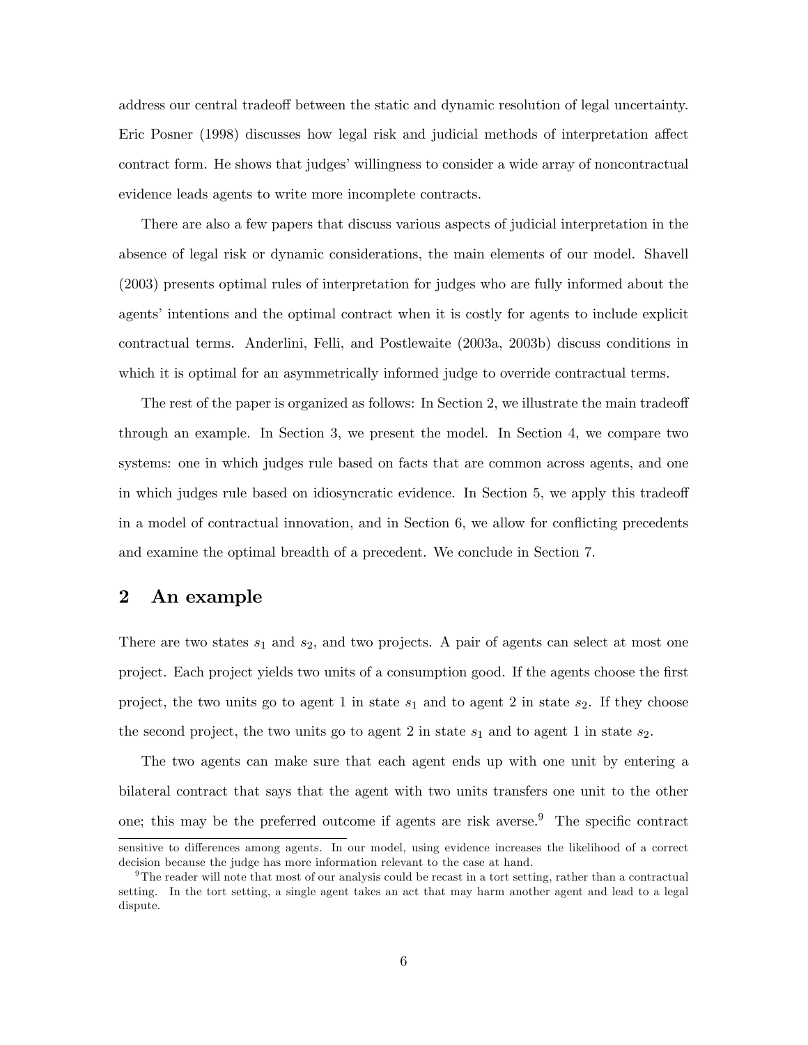address our central tradeoff between the static and dynamic resolution of legal uncertainty. Eric Posner (1998) discusses how legal risk and judicial methods of interpretation affect contract form. He shows that judges' willingness to consider a wide array of noncontractual evidence leads agents to write more incomplete contracts.

There are also a few papers that discuss various aspects of judicial interpretation in the absence of legal risk or dynamic considerations, the main elements of our model. Shavell (2003) presents optimal rules of interpretation for judges who are fully informed about the agents' intentions and the optimal contract when it is costly for agents to include explicit contractual terms. Anderlini, Felli, and Postlewaite (2003a, 2003b) discuss conditions in which it is optimal for an asymmetrically informed judge to override contractual terms.

The rest of the paper is organized as follows: In Section 2, we illustrate the main tradeoff through an example. In Section 3, we present the model. In Section 4, we compare two systems: one in which judges rule based on facts that are common across agents, and one in which judges rule based on idiosyncratic evidence. In Section 5, we apply this tradeoff in a model of contractual innovation, and in Section 6, we allow for conflicting precedents and examine the optimal breadth of a precedent. We conclude in Section 7.

## 2 An example

There are two states $s_1$ and $s_2$, and two projects. A pair of agents can select at most one project. Each project yields two units of a consumption good. If the agents choose the first project, the two units go to agent 1 in state $s_1$ and to agent 2 in state $s_2$. If they choose the second project, the two units go to agent 2 in state $s_1$ and to agent 1 in state $s_2$.

The two agents can make sure that each agent ends up with one unit by entering a bilateral contract that says that the agent with two units transfers one unit to the other one; this may be the preferred outcome if agents are risk averse.[9] The specific contract

sensitive to differences among agents. In our model, using evidence increases the likelihood of a correct decision because the judge has more information relevant to the case at hand.

[9] The reader will note that most of our analysis could be recast in a tort setting, rather than a contractual setting. In the tort setting, a single agent takes an act that may harm another agent and lead to a legal dispute.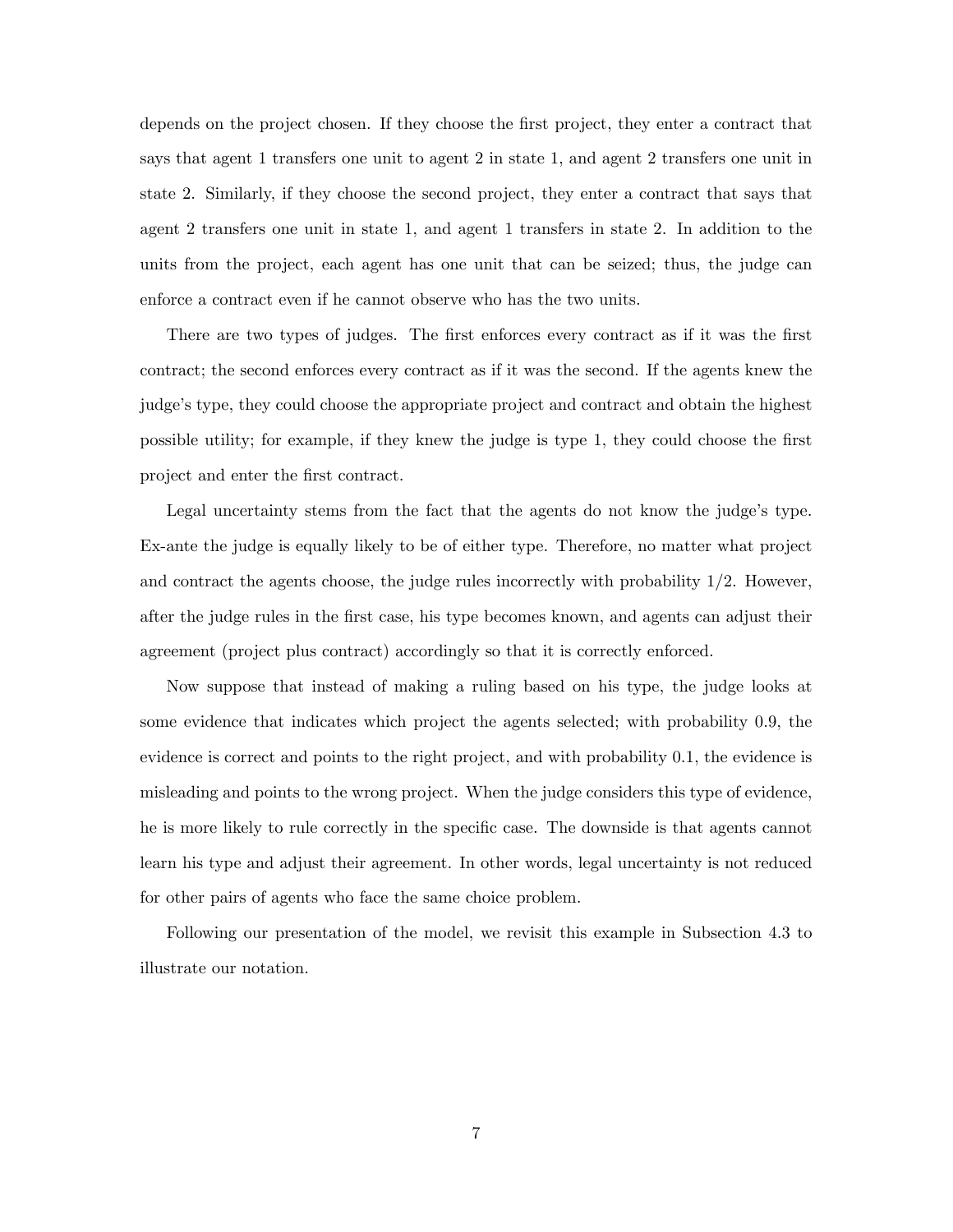depends on the project chosen. If they choose the first project, they enter a contract that says that agent 1 transfers one unit to agent 2 in state 1, and agent 2 transfers one unit in state 2. Similarly, if they choose the second project, they enter a contract that says that agent 2 transfers one unit in state 1, and agent 1 transfers in state 2. In addition to the units from the project, each agent has one unit that can be seized; thus, the judge can enforce a contract even if he cannot observe who has the two units.

There are two types of judges. The first enforces every contract as if it was the first contract; the second enforces every contract as if it was the second. If the agents knew the judge's type, they could choose the appropriate project and contract and obtain the highest possible utility; for example, if they knew the judge is type 1, they could choose the first project and enter the first contract.

Legal uncertainty stems from the fact that the agents do not know the judge's type. Ex-ante the judge is equally likely to be of either type. Therefore, no matter what project and contract the agents choose, the judge rules incorrectly with probability 1/2. However, after the judge rules in the first case, his type becomes known, and agents can adjust their agreement (project plus contract) accordingly so that it is correctly enforced.

Now suppose that instead of making a ruling based on his type, the judge looks at some evidence that indicates which project the agents selected; with probability 0.9, the evidence is correct and points to the right project, and with probability 0.1, the evidence is misleading and points to the wrong project. When the judge considers this type of evidence, he is more likely to rule correctly in the specific case. The downside is that agents cannot learn his type and adjust their agreement. In other words, legal uncertainty is not reduced for other pairs of agents who face the same choice problem.

Following our presentation of the model, we revisit this example in Subsection 4.3 to illustrate our notation.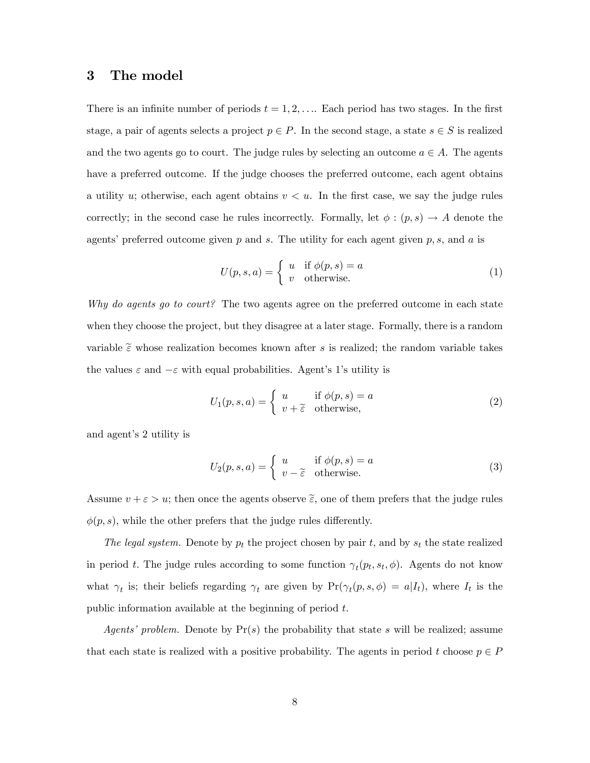## 3 The model

There is an infinite number of periods $t = 1, 2, \ldots$. Each period has two stages. In the first stage, a pair of agents selects a project $p \in P$. In the second stage, a state $s \in S$ is realized and the two agents go to court. The judge rules by selecting an outcome $a \in A$. The agents have a preferred outcome. If the judge chooses the preferred outcome, each agent obtains a utility $u$; otherwise, each agent obtains $v < u$. In the first case, we say the judge rules correctly; in the second case he rules incorrectly. Formally, let $\phi : (p, s) \to A$ denote the agents' preferred outcome given $p$ and $s$. The utility for each agent given $p, s$, and $a$ is

$$U(p, s, a) = \begin{cases} u & \text{if } \phi(p, s) = a \\ v & \text{otherwise.} \end{cases} \tag{1}$$

*Why do agents go to court?* The two agents agree on the preferred outcome in each state when they choose the project, but they disagree at a later stage. Formally, there is a random variable $\widetilde{\varepsilon}$ whose realization becomes known after $s$ is realized; the random variable takes the values $\varepsilon$ and $-\varepsilon$ with equal probabilities. Agent's 1's utility is

$$U_1(p, s, a) = \begin{cases} u & \text{if } \phi(p, s) = a \\ v + \widetilde{\varepsilon} & \text{otherwise,} \end{cases} \tag{2}$$

and agent's 2 utility is

$$U_2(p, s, a) = \begin{cases} u & \text{if } \phi(p, s) = a \\ v - \widetilde{\varepsilon} & \text{otherwise.} \end{cases} \tag{3}$$

Assume $v + \varepsilon > u$; then once the agents observe $\widetilde{\varepsilon}$, one of them prefers that the judge rules $\phi(p, s)$, while the other prefers that the judge rules differently.

*The legal system.* Denote by $p_t$ the project chosen by pair $t$, and by $s_t$ the state realized in period $t$. The judge rules according to some function $\gamma_t(p_t, s_t, \phi)$. Agents do not know what $\gamma_t$ is; their beliefs regarding $\gamma_t$ are given by $\Pr(\gamma_t(p, s, \phi) = a | I_t)$, where $I_t$ is the public information available at the beginning of period $t$.

*Agents' problem.* Denote by $\Pr(s)$ the probability that state $s$ will be realized; assume that each state is realized with a positive probability. The agents in period $t$ choose $p \in P$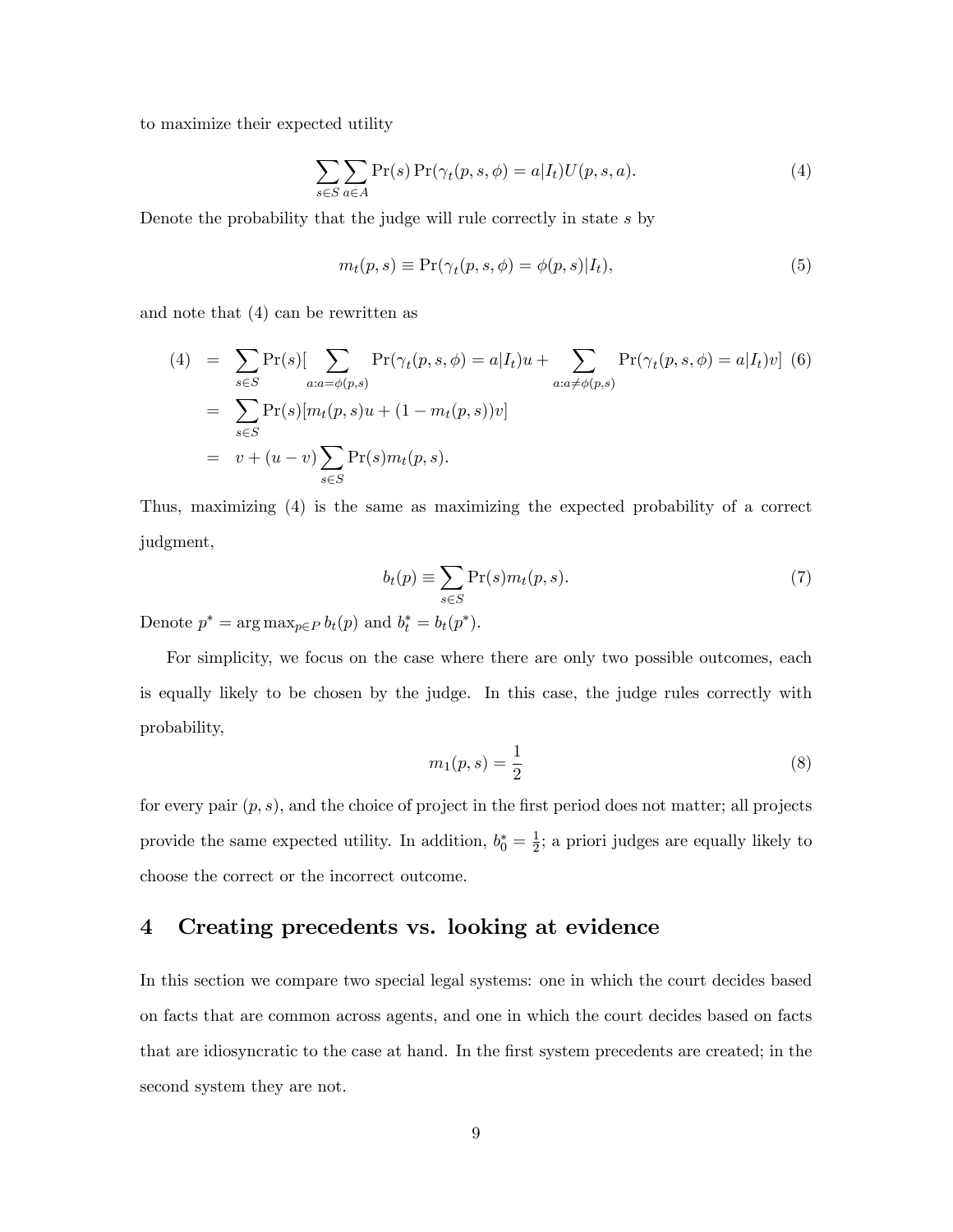to maximize their expected utility

$$\sum_{s\in S}\sum_{a\in A}\Pr(s)\Pr(\gamma_t(p,s,\phi)=a|I_t)U(p,s,a). \tag{4}$$

Denote the probability that the judge will rule correctly in state $s$ by

$$m_t(p,s)\equiv \Pr(\gamma_t(p,s,\phi)=\phi(p,s)|I_t), \tag{5}$$

and note that (4) can be rewritten as

$$\begin{aligned}
(4) &= \sum_{s\in S}\Pr(s)[\sum_{a:a=\phi(p,s)}\Pr(\gamma_t(p,s,\phi)=a|I_t)u+\sum_{a:a\neq\phi(p,s)}\Pr(\gamma_t(p,s,\phi)=a|I_t)v] \quad (6)\\
&= \sum_{s\in S}\Pr(s)[m_t(p,s)u+(1-m_t(p,s))v]\\
&= v+(u-v)\sum_{s\in S}\Pr(s)m_t(p,s).
\end{aligned}$$

Thus, maximizing (4) is the same as maximizing the expected probability of a correct judgment,

$$b_t(p)\equiv\sum_{s\in S}\Pr(s)m_t(p,s). \tag{7}$$

Denote $p^*=\arg\max_{p\in P}b_t(p)$ and $b_t^*=b_t(p^*)$.

For simplicity, we focus on the case where there are only two possible outcomes, each is equally likely to be chosen by the judge. In this case, the judge rules correctly with probability,

$$m_1(p,s)=\frac{1}{2} \tag{8}$$

for every pair $(p,s)$, and the choice of project in the first period does not matter; all projects provide the same expected utility. In addition, $b_0^*=\frac{1}{2}$; a priori judges are equally likely to choose the correct or the incorrect outcome.

## 4 Creating precedents vs. looking at evidence

In this section we compare two special legal systems: one in which the court decides based on facts that are common across agents, and one in which the court decides based on facts that are idiosyncratic to the case at hand. In the first system precedents are created; in the second system they are not.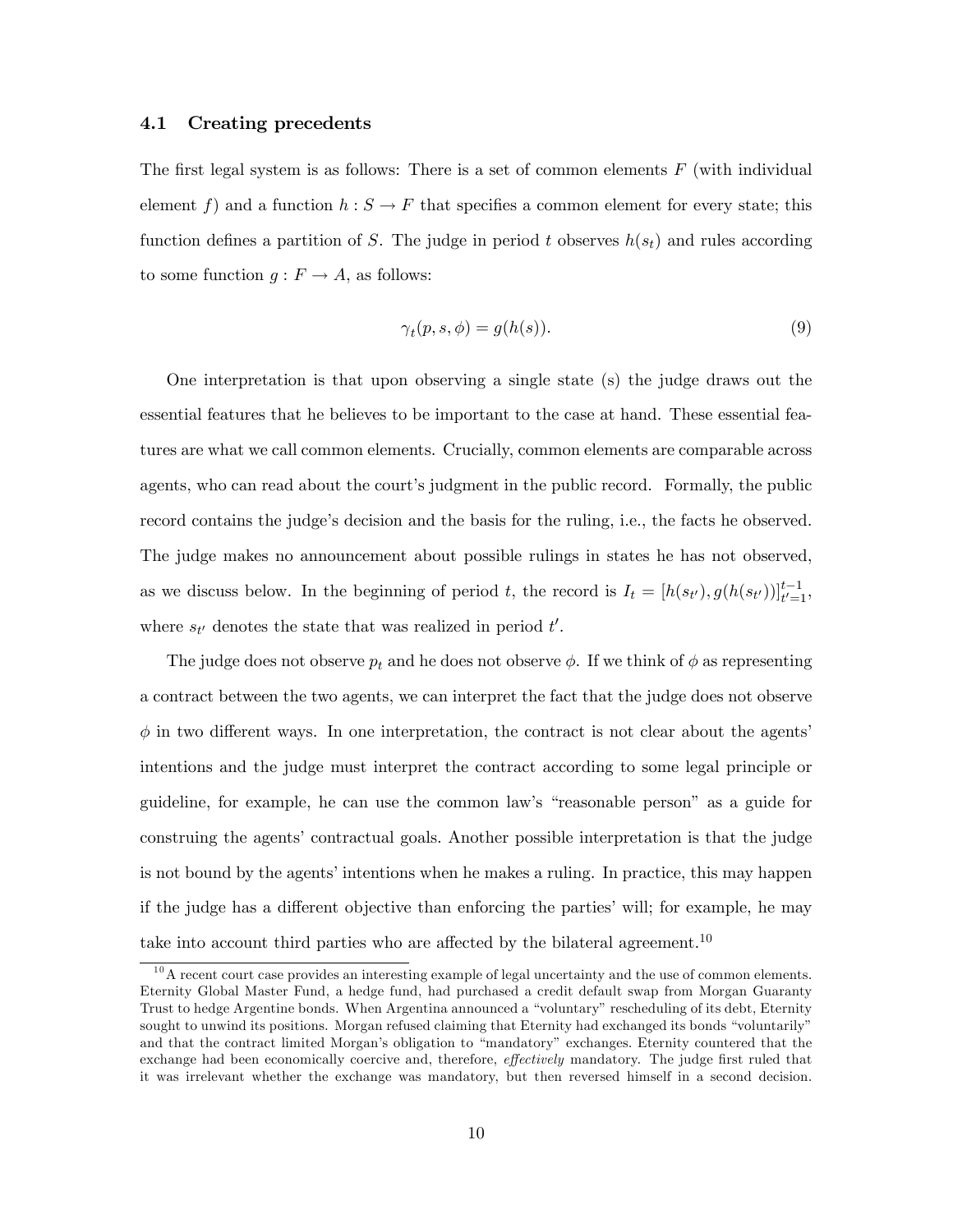### 4.1 Creating precedents

The first legal system is as follows: There is a set of common elements $F$ (with individual element $f$) and a function $h : S \to F$ that specifies a common element for every state; this function defines a partition of $S$. The judge in period $t$ observes $h(s_t)$ and rules according to some function $g : F \to A$, as follows:

$$\gamma_t(p, s, \phi) = g(h(s)). \tag{9}$$

One interpretation is that upon observing a single state (s) the judge draws out the essential features that he believes to be important to the case at hand. These essential features are what we call common elements. Crucially, common elements are comparable across agents, who can read about the court's judgment in the public record. Formally, the public record contains the judge's decision and the basis for the ruling, i.e., the facts he observed. The judge makes no announcement about possible rulings in states he has not observed, as we discuss below. In the beginning of period $t$, the record is $I_t = [h(s_{t'}), g(h(s_{t'}))]_{t'=1}^{t-1}$, where $s_{t'}$ denotes the state that was realized in period $t'$.

The judge does not observe $p_t$ and he does not observe $\phi$. If we think of $\phi$ as representing a contract between the two agents, we can interpret the fact that the judge does not observe $\phi$ in two different ways. In one interpretation, the contract is not clear about the agents' intentions and the judge must interpret the contract according to some legal principle or guideline, for example, he can use the common law's "reasonable person" as a guide for construing the agents' contractual goals. Another possible interpretation is that the judge is not bound by the agents' intentions when he makes a ruling. In practice, this may happen if the judge has a different objective than enforcing the parties' will; for example, he may take into account third parties who are affected by the bilateral agreement.[10]

[10] A recent court case provides an interesting example of legal uncertainty and the use of common elements. Eternity Global Master Fund, a hedge fund, had purchased a credit default swap from Morgan Guaranty Trust to hedge Argentine bonds. When Argentina announced a "voluntary" rescheduling of its debt, Eternity sought to unwind its positions. Morgan refused claiming that Eternity had exchanged its bonds "voluntarily" and that the contract limited Morgan's obligation to "mandatory" exchanges. Eternity countered that the exchange had been economically coercive and, therefore, *effectively* mandatory. The judge first ruled that it was irrelevant whether the exchange was mandatory, but then reversed himself in a second decision.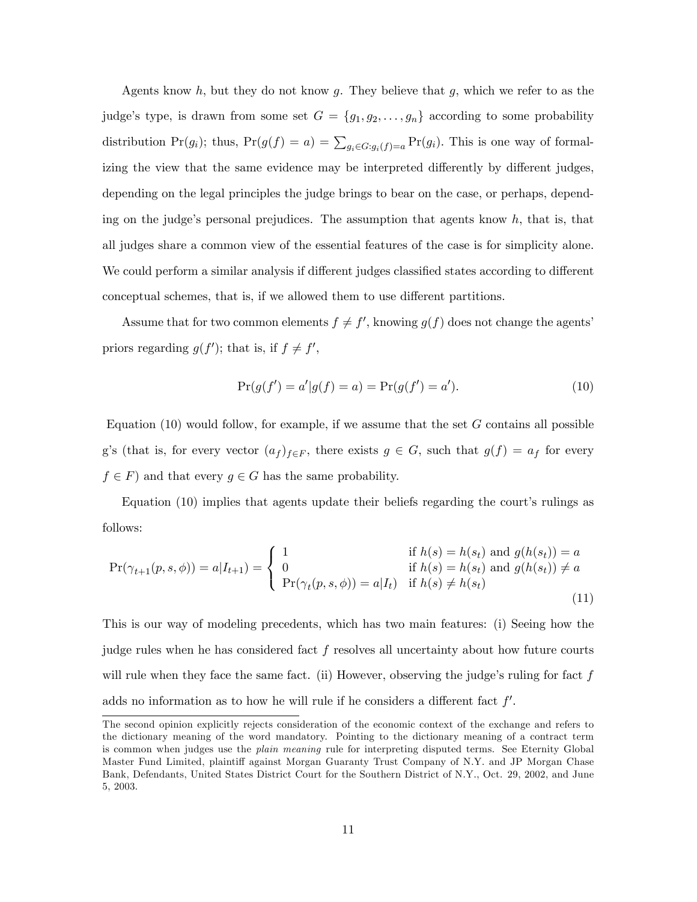Agents know $h$, but they do not know $g$. They believe that $g$, which we refer to as the judge's type, is drawn from some set $G = \{g_1, g_2, \ldots, g_n\}$ according to some probability distribution $\Pr(g_i)$; thus, $\Pr(g(f) = a) = \sum_{g_i \in G: g_i(f)=a} \Pr(g_i)$. This is one way of formalizing the view that the same evidence may be interpreted differently by different judges, depending on the legal principles the judge brings to bear on the case, or perhaps, depending on the judge's personal prejudices. The assumption that agents know $h$, that is, that all judges share a common view of the essential features of the case is for simplicity alone. We could perform a similar analysis if different judges classified states according to different conceptual schemes, that is, if we allowed them to use different partitions.

Assume that for two common elements $f \neq f'$, knowing $g(f)$ does not change the agents' priors regarding $g(f')$; that is, if $f \neq f'$,

$$\Pr(g(f') = a' | g(f) = a) = \Pr(g(f') = a'). \tag{10}$$

Equation (10) would follow, for example, if we assume that the set $G$ contains all possible g's (that is, for every vector $(a_f)_{f \in F}$, there exists $g \in G$, such that $g(f) = a_f$ for every $f \in F$) and that every $g \in G$ has the same probability.

Equation (10) implies that agents update their beliefs regarding the court's rulings as follows:

$$\Pr(\gamma_{t+1}(p, s, \phi)) = a | I_{t+1}) = \begin{cases} 1 & \text{if } h(s) = h(s_t) \text{ and } g(h(s_t)) = a \\ 0 & \text{if } h(s) = h(s_t) \text{ and } g(h(s_t)) \neq a \\ \Pr(\gamma_t(p, s, \phi)) = a | I_t) & \text{if } h(s) \neq h(s_t) \end{cases} \tag{11}$$

This is our way of modeling precedents, which has two main features: (i) Seeing how the judge rules when he has considered fact $f$ resolves all uncertainty about how future courts will rule when they face the same fact. (ii) However, observing the judge's ruling for fact $f$ adds no information as to how he will rule if he considers a different fact $f'$.

---

The second opinion explicitly rejects consideration of the economic context of the exchange and refers to the dictionary meaning of the word mandatory. Pointing to the dictionary meaning of a contract term is common when judges use the *plain meaning* rule for interpreting disputed terms. See Eternity Global Master Fund Limited, plaintiff against Morgan Guaranty Trust Company of N.Y. and JP Morgan Chase Bank, Defendants, United States District Court for the Southern District of N.Y., Oct. 29, 2002, and June 5, 2003.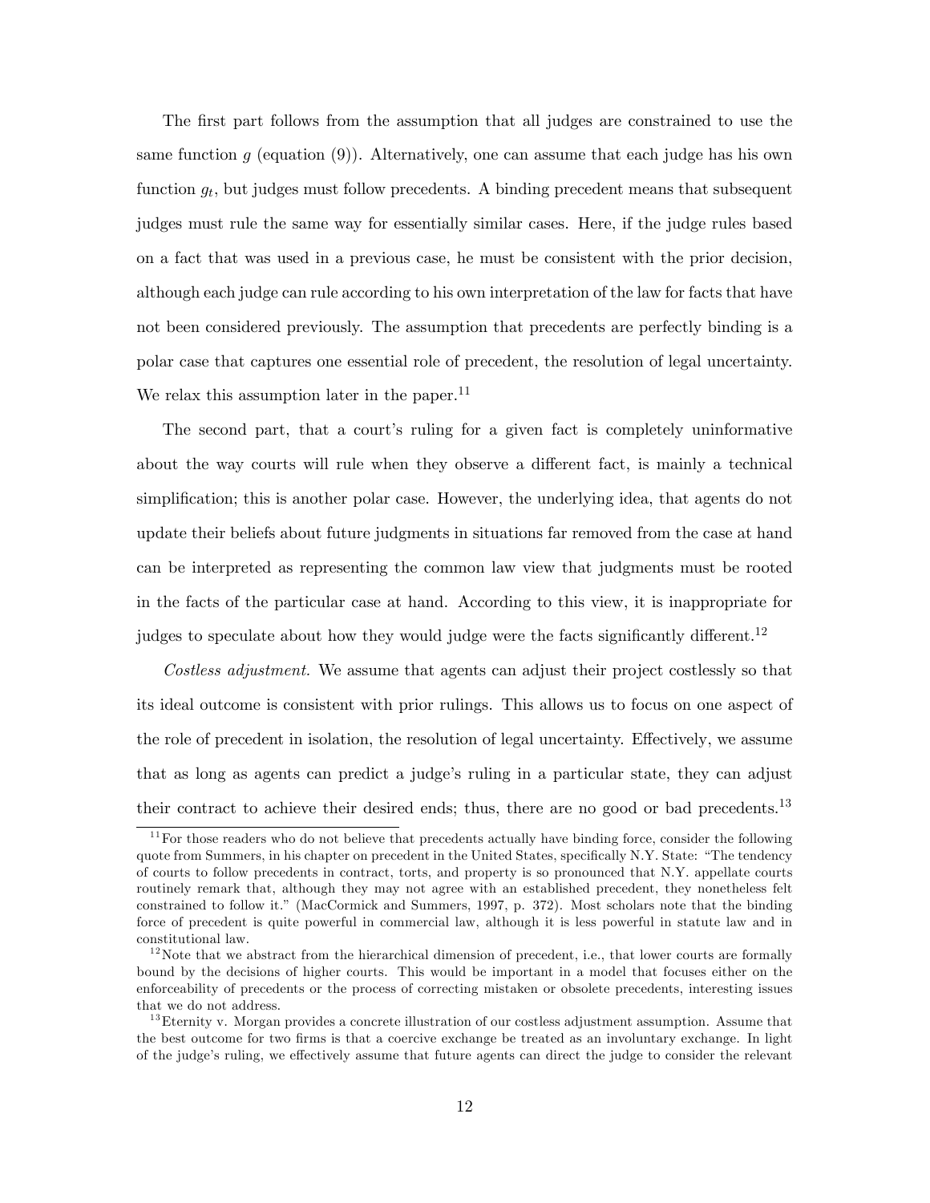The first part follows from the assumption that all judges are constrained to use the same function $g$ (equation (9)). Alternatively, one can assume that each judge has his own function $g_t$, but judges must follow precedents. A binding precedent means that subsequent judges must rule the same way for essentially similar cases. Here, if the judge rules based on a fact that was used in a previous case, he must be consistent with the prior decision, although each judge can rule according to his own interpretation of the law for facts that have not been considered previously. The assumption that precedents are perfectly binding is a polar case that captures one essential role of precedent, the resolution of legal uncertainty. We relax this assumption later in the paper.[11]

The second part, that a court's ruling for a given fact is completely uninformative about the way courts will rule when they observe a different fact, is mainly a technical simplification; this is another polar case. However, the underlying idea, that agents do not update their beliefs about future judgments in situations far removed from the case at hand can be interpreted as representing the common law view that judgments must be rooted in the facts of the particular case at hand. According to this view, it is inappropriate for judges to speculate about how they would judge were the facts significantly different.[12]

*Costless adjustment.* We assume that agents can adjust their project costlessly so that its ideal outcome is consistent with prior rulings. This allows us to focus on one aspect of the role of precedent in isolation, the resolution of legal uncertainty. Effectively, we assume that as long as agents can predict a judge's ruling in a particular state, they can adjust their contract to achieve their desired ends; thus, there are no good or bad precedents.[13]

[11] For those readers who do not believe that precedents actually have binding force, consider the following quote from Summers, in his chapter on precedent in the United States, specifically N.Y. State: "The tendency of courts to follow precedents in contract, torts, and property is so pronounced that N.Y. appellate courts routinely remark that, although they may not agree with an established precedent, they nonetheless felt constrained to follow it." (MacCormick and Summers, 1997, p. 372). Most scholars note that the binding force of precedent is quite powerful in commercial law, although it is less powerful in statute law and in constitutional law.

[12] Note that we abstract from the hierarchical dimension of precedent, i.e., that lower courts are formally bound by the decisions of higher courts. This would be important in a model that focuses either on the enforceability of precedents or the process of correcting mistaken or obsolete precedents, interesting issues that we do not address.

[13] Eternity v. Morgan provides a concrete illustration of our costless adjustment assumption. Assume that the best outcome for two firms is that a coercive exchange be treated as an involuntary exchange. In light of the judge's ruling, we effectively assume that future agents can direct the judge to consider the relevant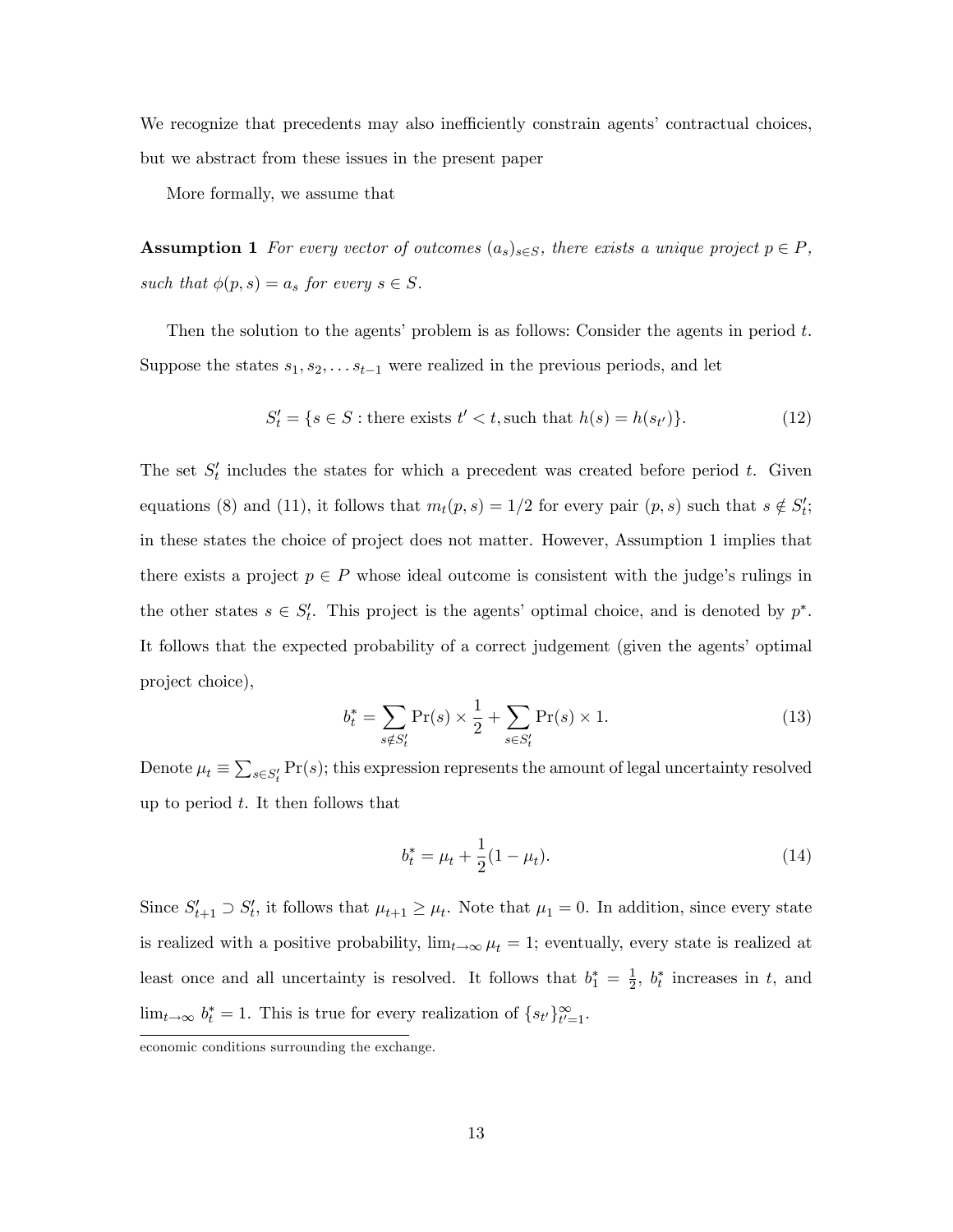We recognize that precedents may also inefficiently constrain agents' contractual choices, but we abstract from these issues in the present paper

More formally, we assume that

**Assumption 1** *For every vector of outcomes $(a_s)_{s \in S}$, there exists a unique project $p \in P$, such that $\phi(p, s) = a_s$ for every $s \in S$.*

Then the solution to the agents' problem is as follows: Consider the agents in period $t$. Suppose the states $s_1, s_2, \ldots s_{t-1}$ were realized in the previous periods, and let

$$S'_t = \{s \in S : \text{there exists } t' < t, \text{such that } h(s) = h(s_{t'})\}. \tag{12}$$

The set $S'_t$ includes the states for which a precedent was created before period $t$. Given equations (8) and (11), it follows that $m_t(p, s) = 1/2$ for every pair $(p, s)$ such that $s \notin S'_t$; in these states the choice of project does not matter. However, Assumption 1 implies that there exists a project $p \in P$ whose ideal outcome is consistent with the judge's rulings in the other states $s \in S'_t$. This project is the agents' optimal choice, and is denoted by $p^*$. It follows that the expected probability of a correct judgement (given the agents' optimal project choice),

$$b^*_t = \sum_{s \notin S'_t} \Pr(s) \times \frac{1}{2} + \sum_{s \in S'_t} \Pr(s) \times 1. \tag{13}$$

Denote $\mu_t \equiv \sum_{s \in S'_t} \Pr(s)$; this expression represents the amount of legal uncertainty resolved up to period $t$. It then follows that

$$b^*_t = \mu_t + \frac{1}{2}(1 - \mu_t). \tag{14}$$

Since $S'_{t+1} \supset S'_t$, it follows that $\mu_{t+1} \geq \mu_t$. Note that $\mu_1 = 0$. In addition, since every state is realized with a positive probability, $\lim_{t \to \infty} \mu_t = 1$; eventually, every state is realized at least once and all uncertainty is resolved. It follows that $b^*_1 = \frac{1}{2}$, $b^*_t$ increases in $t$, and $\lim_{t \to \infty} b^*_t = 1$. This is true for every realization of $\{s_{t'}\}_{t'=1}^{\infty}$.

economic conditions surrounding the exchange.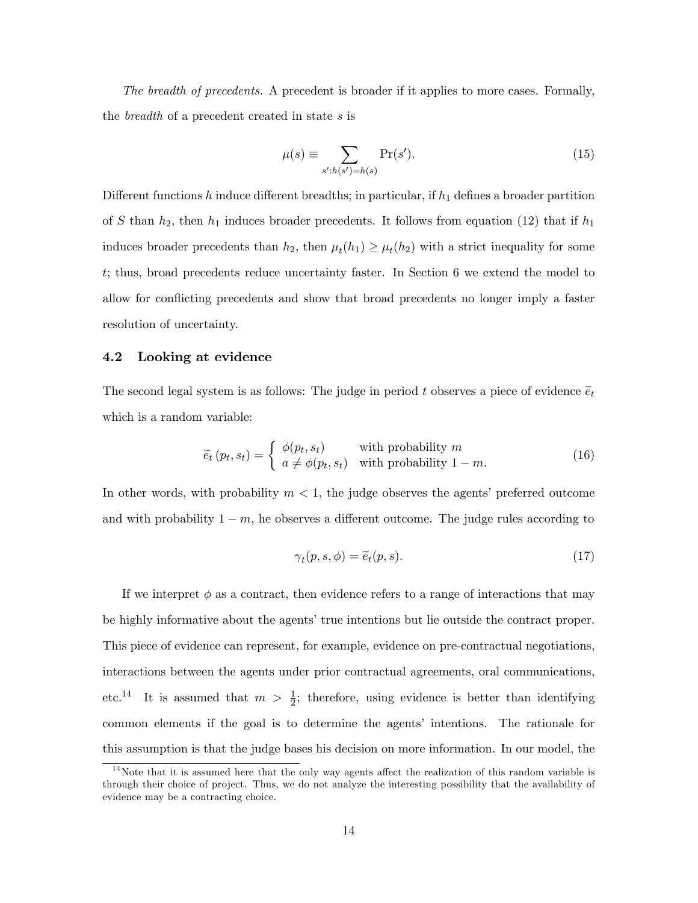*The breadth of precedents.* A precedent is broader if it applies to more cases. Formally, the *breadth* of a precedent created in state $s$ is

$$\mu(s) \equiv \sum_{s':h(s')=h(s)} \Pr(s'). \tag{15}$$

Different functions $h$ induce different breadths; in particular, if $h_1$ defines a broader partition of $S$ than $h_2$, then $h_1$ induces broader precedents. It follows from equation (12) that if $h_1$ induces broader precedents than $h_2$, then $\mu_t(h_1) \geq \mu_t(h_2)$ with a strict inequality for some $t$; thus, broad precedents reduce uncertainty faster. In Section 6 we extend the model to allow for conflicting precedents and show that broad precedents no longer imply a faster resolution of uncertainty.

## 4.2 Looking at evidence

The second legal system is as follows: The judge in period $t$ observes a piece of evidence $\widetilde{e}_t$ which is a random variable:

$$\widetilde{e}_t\left(p_t, s_t\right) = \begin{cases} \phi(p_t, s_t) & \text{with probability } m \\ a \neq \phi(p_t, s_t) & \text{with probability } 1-m. \end{cases} \tag{16}$$

In other words, with probability $m < 1$, the judge observes the agents' preferred outcome and with probability $1-m$, he observes a different outcome. The judge rules according to

$$\gamma_t(p, s, \phi) = \widetilde{e}_t(p, s). \tag{17}$$

If we interpret $\phi$ as a contract, then evidence refers to a range of interactions that may be highly informative about the agents' true intentions but lie outside the contract proper. This piece of evidence can represent, for example, evidence on pre-contractual negotiations, interactions between the agents under prior contractual agreements, oral communications, etc.[14] It is assumed that $m > \frac{1}{2}$; therefore, using evidence is better than identifying common elements if the goal is to determine the agents' intentions. The rationale for this assumption is that the judge bases his decision on more information. In our model, the

[14] Note that it is assumed here that the only way agents affect the realization of this random variable is through their choice of project. Thus, we do not analyze the interesting possibility that the availability of evidence may be a contracting choice.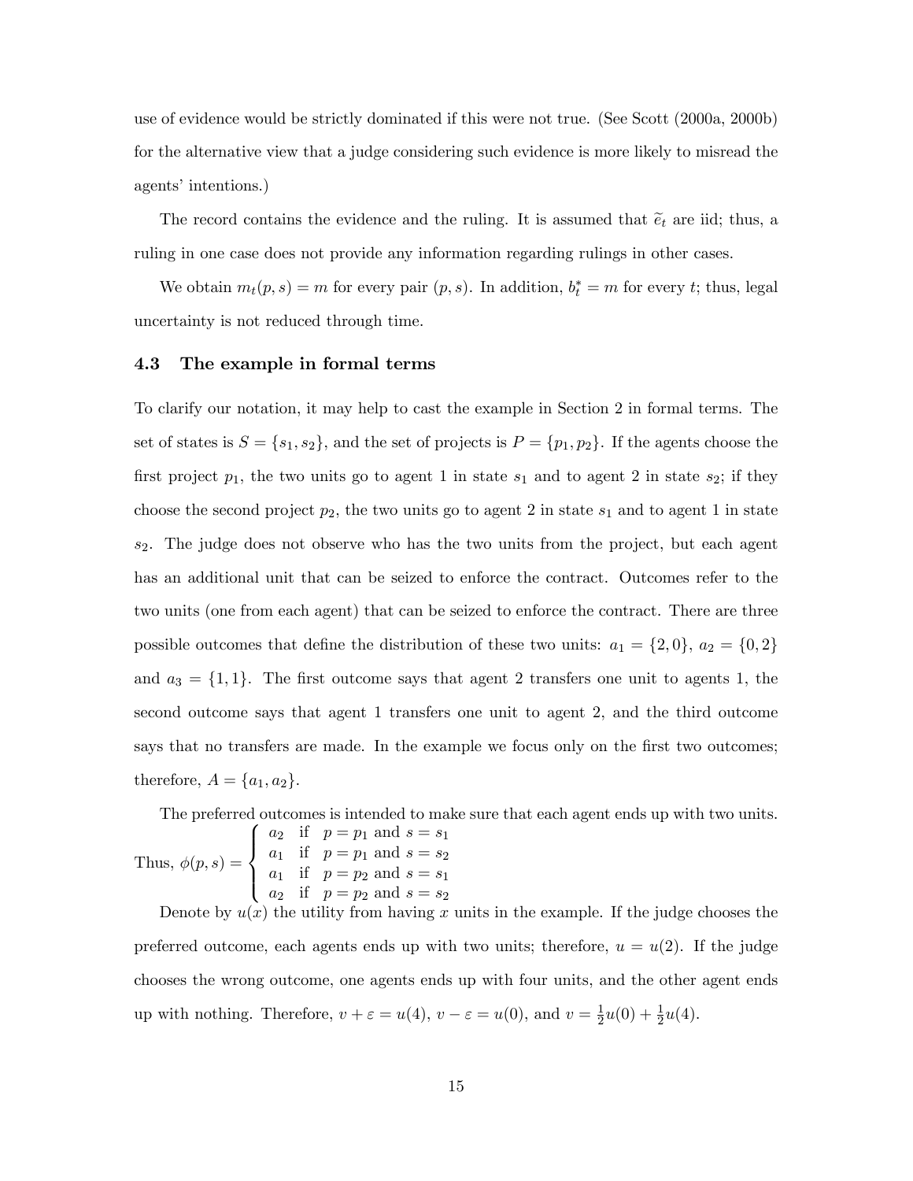use of evidence would be strictly dominated if this were not true. (See Scott (2000a, 2000b) for the alternative view that a judge considering such evidence is more likely to misread the agents' intentions.)

The record contains the evidence and the ruling. It is assumed that $\widetilde{e}_t$ are iid; thus, a ruling in one case does not provide any information regarding rulings in other cases.

We obtain $m_t(p,s) = m$ for every pair $(p,s)$. In addition, $b_t^* = m$ for every $t$; thus, legal uncertainty is not reduced through time.

### 4.3 The example in formal terms

To clarify our notation, it may help to cast the example in Section 2 in formal terms. The set of states is $S = \{s_1, s_2\}$, and the set of projects is $P = \{p_1, p_2\}$. If the agents choose the first project $p_1$, the two units go to agent 1 in state $s_1$ and to agent 2 in state $s_2$; if they choose the second project $p_2$, the two units go to agent 2 in state $s_1$ and to agent 1 in state $s_2$. The judge does not observe who has the two units from the project, but each agent has an additional unit that can be seized to enforce the contract. Outcomes refer to the two units (one from each agent) that can be seized to enforce the contract. There are three possible outcomes that define the distribution of these two units: $a_1 = \{2,0\}$, $a_2 = \{0,2\}$ and $a_3 = \{1,1\}$. The first outcome says that agent 2 transfers one unit to agents 1, the second outcome says that agent 1 transfers one unit to agent 2, and the third outcome says that no transfers are made. In the example we focus only on the first two outcomes; therefore, $A = \{a_1, a_2\}$.

The preferred outcomes is intended to make sure that each agent ends up with two units. Thus, $\phi(p,s) = \begin{cases} a_2 & \text{if} \quad p = p_1 \text{ and } s = s_1 \\ a_1 & \text{if} \quad p = p_1 \text{ and } s = s_2 \\ a_1 & \text{if} \quad p = p_2 \text{ and } s = s_1 \\ a_2 & \text{if} \quad p = p_2 \text{ and } s = s_2 \end{cases}$

Denote by $u(x)$ the utility from having $x$ units in the example. If the judge chooses the preferred outcome, each agents ends up with two units; therefore, $u = u(2)$. If the judge chooses the wrong outcome, one agents ends up with four units, and the other agent ends up with nothing. Therefore, $v + \varepsilon = u(4)$, $v - \varepsilon = u(0)$, and $v = \frac{1}{2}u(0) + \frac{1}{2}u(4)$.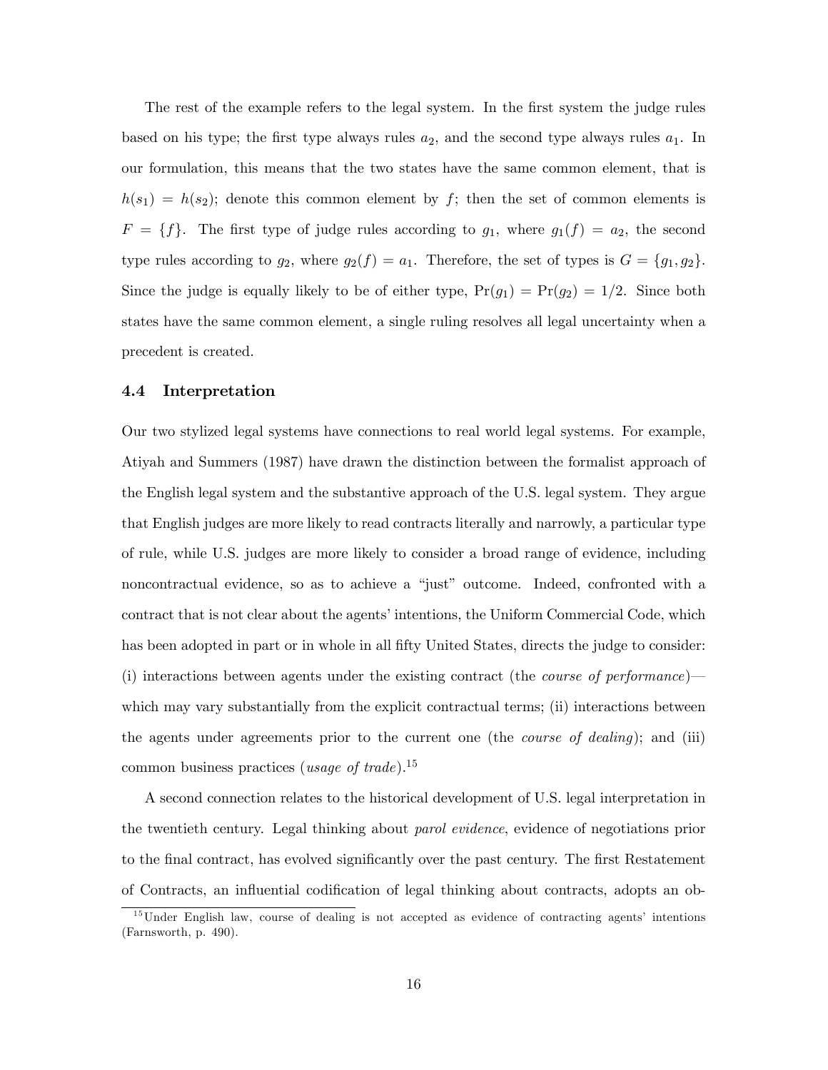The rest of the example refers to the legal system. In the first system the judge rules based on his type; the first type always rules $a_2$, and the second type always rules $a_1$. In our formulation, this means that the two states have the same common element, that is $h(s_1) = h(s_2)$; denote this common element by $f$; then the set of common elements is $F = \{f\}$. The first type of judge rules according to $g_1$, where $g_1(f) = a_2$, the second type rules according to $g_2$, where $g_2(f) = a_1$. Therefore, the set of types is $G = \{g_1, g_2\}$. Since the judge is equally likely to be of either type, $\Pr(g_1) = \Pr(g_2) = 1/2$. Since both states have the same common element, a single ruling resolves all legal uncertainty when a precedent is created.

### 4.4 Interpretation

Our two stylized legal systems have connections to real world legal systems. For example, Atiyah and Summers (1987) have drawn the distinction between the formalist approach of the English legal system and the substantive approach of the U.S. legal system. They argue that English judges are more likely to read contracts literally and narrowly, a particular type of rule, while U.S. judges are more likely to consider a broad range of evidence, including noncontractual evidence, so as to achieve a "just" outcome. Indeed, confronted with a contract that is not clear about the agents' intentions, the Uniform Commercial Code, which has been adopted in part or in whole in all fifty United States, directs the judge to consider: (i) interactions between agents under the existing contract (the *course of performance*)—which may vary substantially from the explicit contractual terms; (ii) interactions between the agents under agreements prior to the current one (the *course of dealing*); and (iii) common business practices (*usage of trade*).[15]

A second connection relates to the historical development of U.S. legal interpretation in the twentieth century. Legal thinking about *parol evidence*, evidence of negotiations prior to the final contract, has evolved significantly over the past century. The first Restatement of Contracts, an influential codification of legal thinking about contracts, adopts an ob-

[15] Under English law, course of dealing is not accepted as evidence of contracting agents' intentions (Farnsworth, p. 490).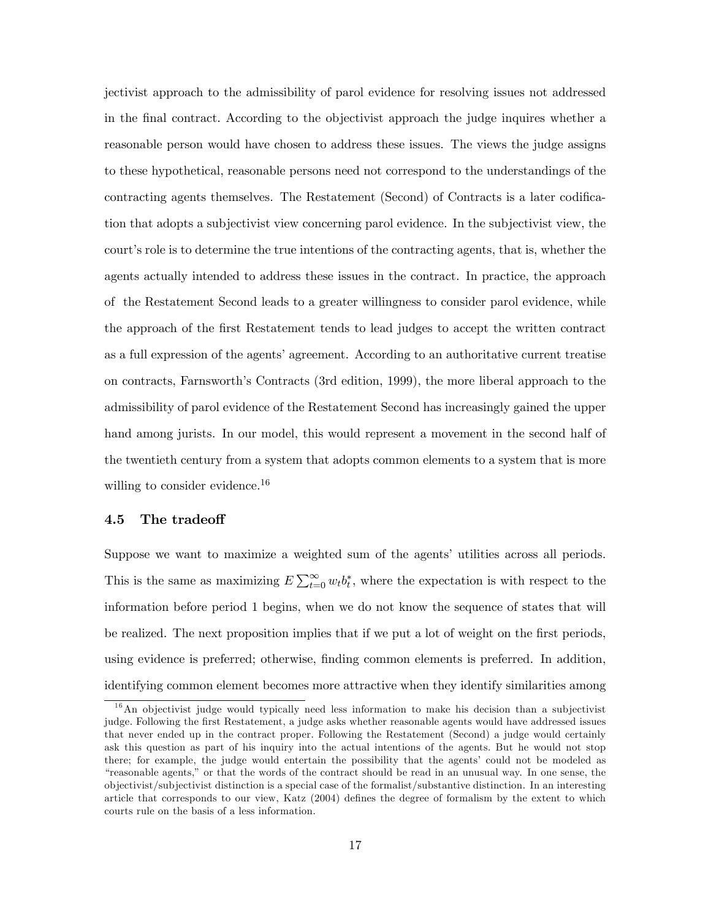jectivist approach to the admissibility of parol evidence for resolving issues not addressed in the final contract. According to the objectivist approach the judge inquires whether a reasonable person would have chosen to address these issues. The views the judge assigns to these hypothetical, reasonable persons need not correspond to the understandings of the contracting agents themselves. The Restatement (Second) of Contracts is a later codification that adopts a subjectivist view concerning parol evidence. In the subjectivist view, the court's role is to determine the true intentions of the contracting agents, that is, whether the agents actually intended to address these issues in the contract. In practice, the approach of the Restatement Second leads to a greater willingness to consider parol evidence, while the approach of the first Restatement tends to lead judges to accept the written contract as a full expression of the agents' agreement. According to an authoritative current treatise on contracts, Farnsworth's Contracts (3rd edition, 1999), the more liberal approach to the admissibility of parol evidence of the Restatement Second has increasingly gained the upper hand among jurists. In our model, this would represent a movement in the second half of the twentieth century from a system that adopts common elements to a system that is more willing to consider evidence.[16]

### 4.5 The tradeoff

Suppose we want to maximize a weighted sum of the agents' utilities across all periods. This is the same as maximizing $E\sum_{t=0}^{\infty} w_t b_t^*$, where the expectation is with respect to the information before period 1 begins, when we do not know the sequence of states that will be realized. The next proposition implies that if we put a lot of weight on the first periods, using evidence is preferred; otherwise, finding common elements is preferred. In addition, identifying common element becomes more attractive when they identify similarities among

[16] An objectivist judge would typically need less information to make his decision than a subjectivist judge. Following the first Restatement, a judge asks whether reasonable agents would have addressed issues that never ended up in the contract proper. Following the Restatement (Second) a judge would certainly ask this question as part of his inquiry into the actual intentions of the agents. But he would not stop there; for example, the judge would entertain the possibility that the agents' could not be modeled as "reasonable agents," or that the words of the contract should be read in an unusual way. In one sense, the objectivist/subjectivist distinction is a special case of the formalist/substantive distinction. In an interesting article that corresponds to our view, Katz (2004) defines the degree of formalism by the extent to which courts rule on the basis of a less information.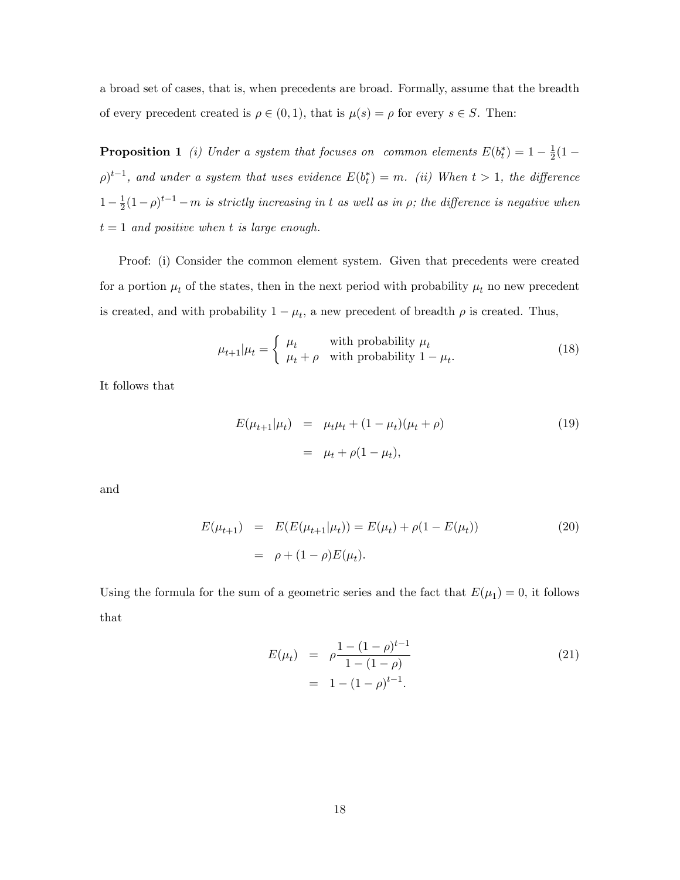a broad set of cases, that is, when precedents are broad. Formally, assume that the breadth of every precedent created is $\rho \in (0,1)$, that is $\mu(s) = \rho$ for every $s \in S$. Then:

**Proposition 1** *(i) Under a system that focuses on common elements* $E(b_t^*) = 1 - \frac{1}{2}(1-\rho)^{t-1}$*, and under a system that uses evidence* $E(b_t^*) = m$*. (ii) When* $t > 1$*, the difference* $1 - \frac{1}{2}(1-\rho)^{t-1} - m$ *is strictly increasing in* $t$ *as well as in* $\rho$*; the difference is negative when* $t = 1$ *and positive when* $t$ *is large enough.*

Proof: (i) Consider the common element system. Given that precedents were created for a portion $\mu_t$ of the states, then in the next period with probability $\mu_t$ no new precedent is created, and with probability $1-\mu_t$, a new precedent of breadth $\rho$ is created. Thus,

$$\mu_{t+1}|\mu_t = \begin{cases} \mu_t & \text{with probability } \mu_t \\ \mu_t + \rho & \text{with probability } 1-\mu_t. \end{cases} \tag{18}$$

It follows that

$$\begin{aligned} E(\mu_{t+1}|\mu_t) &= \mu_t\mu_t + (1-\mu_t)(\mu_t+\rho) \\ &= \mu_t + \rho(1-\mu_t), \end{aligned} \tag{19}$$

and

$$\begin{aligned} E(\mu_{t+1}) &= E(E(\mu_{t+1}|\mu_t)) = E(\mu_t) + \rho(1-E(\mu_t)) \\ &= \rho + (1-\rho)E(\mu_t). \end{aligned} \tag{20}$$

Using the formula for the sum of a geometric series and the fact that $E(\mu_1) = 0$, it follows that

$$\begin{aligned} E(\mu_t) &= \rho\frac{1-(1-\rho)^{t-1}}{1-(1-\rho)} \\ &= 1-(1-\rho)^{t-1}. \end{aligned} \tag{21}$$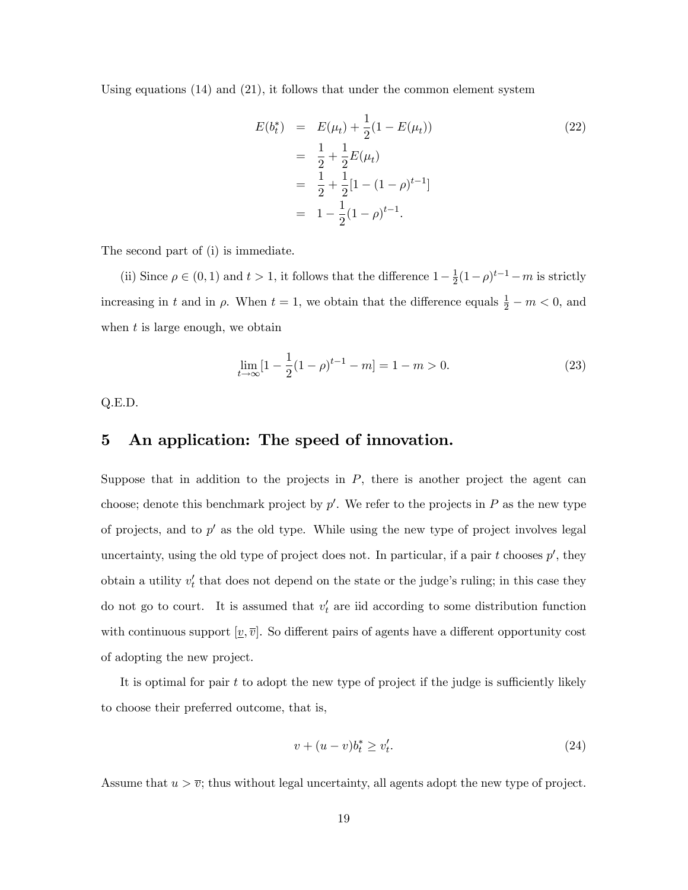Using equations (14) and (21), it follows that under the common element system

$$
\begin{aligned}
E(b_t^*) &= E(\mu_t) + \frac{1}{2}(1 - E(\mu_t)) \\
&= \frac{1}{2} + \frac{1}{2}E(\mu_t) \\
&= \frac{1}{2} + \frac{1}{2}[1 - (1-\rho)^{t-1}] \\
&= 1 - \frac{1}{2}(1-\rho)^{t-1}.
\end{aligned} \tag{22}
$$

The second part of (i) is immediate.

(ii) Since $\rho \in (0,1)$ and $t > 1$, it follows that the difference $1 - \frac{1}{2}(1-\rho)^{t-1} - m$ is strictly increasing in $t$ and in $\rho$. When $t = 1$, we obtain that the difference equals $\frac{1}{2} - m < 0$, and when $t$ is large enough, we obtain

$$
\lim_{t \to \infty}[1 - \frac{1}{2}(1-\rho)^{t-1} - m] = 1 - m > 0. \tag{23}
$$

Q.E.D.

# 5 An application: The speed of innovation.

Suppose that in addition to the projects in $P$, there is another project the agent can choose; denote this benchmark project by $p'$. We refer to the projects in $P$ as the new type of projects, and to $p'$ as the old type. While using the new type of project involves legal uncertainty, using the old type of project does not. In particular, if a pair $t$ chooses $p'$, they obtain a utility $v_t'$ that does not depend on the state or the judge's ruling; in this case they do not go to court. It is assumed that $v_t'$ are iid according to some distribution function with continuous support $[\underline{v}, \overline{v}]$. So different pairs of agents have a different opportunity cost of adopting the new project.

It is optimal for pair $t$ to adopt the new type of project if the judge is sufficiently likely to choose their preferred outcome, that is,

$$
v + (u - v)b_t^* \geq v_t'. \tag{24}
$$

Assume that $u > \overline{v}$; thus without legal uncertainty, all agents adopt the new type of project.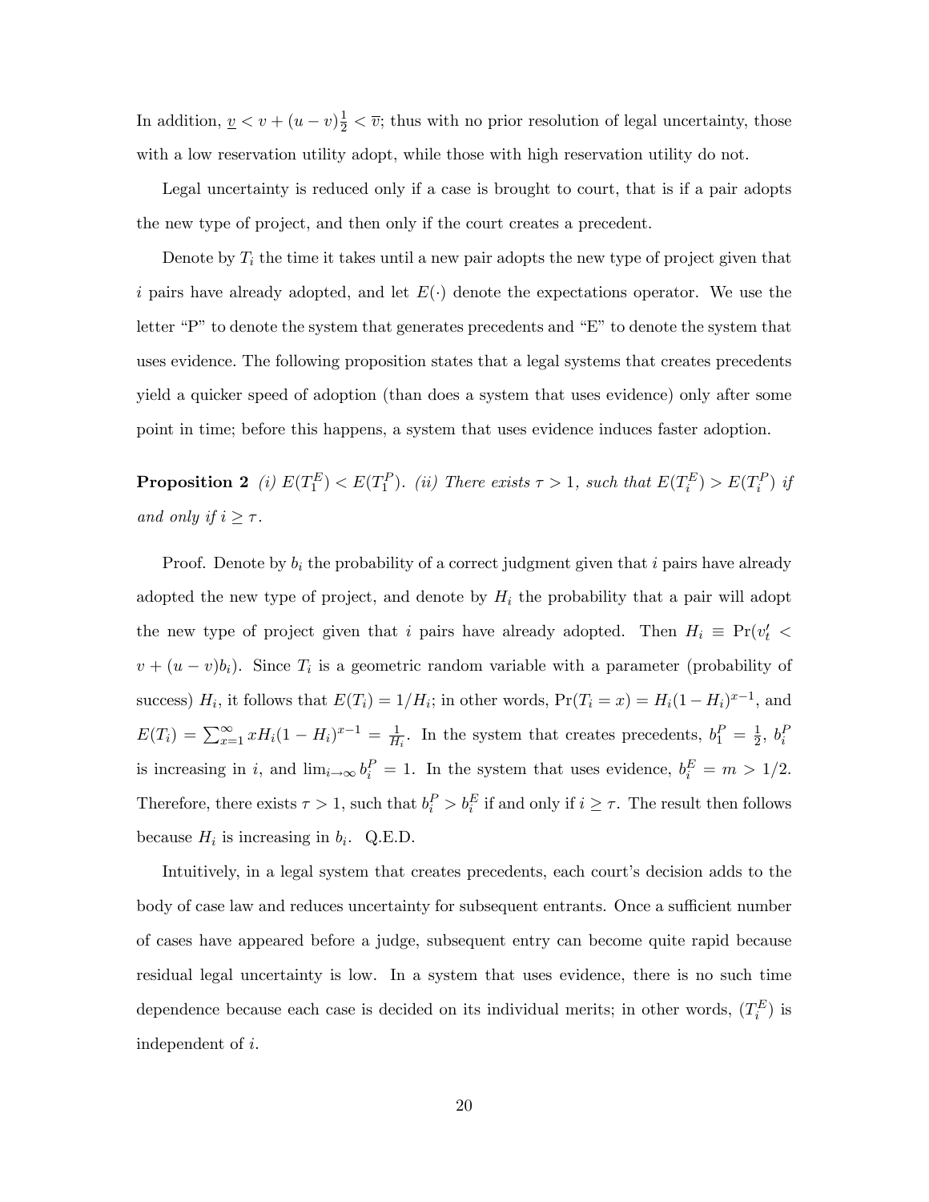In addition, $\underline{v} < v + (u - v)\frac{1}{2} < \overline{v}$; thus with no prior resolution of legal uncertainty, those with a low reservation utility adopt, while those with high reservation utility do not.

Legal uncertainty is reduced only if a case is brought to court, that is if a pair adopts the new type of project, and then only if the court creates a precedent.

Denote by $T_i$ the time it takes until a new pair adopts the new type of project given that $i$ pairs have already adopted, and let $E(\cdot)$ denote the expectations operator. We use the letter "P" to denote the system that generates precedents and "E" to denote the system that uses evidence. The following proposition states that a legal systems that creates precedents yield a quicker speed of adoption (than does a system that uses evidence) only after some point in time; before this happens, a system that uses evidence induces faster adoption.

**Proposition 2** *(i)* $E(T_1^E) < E(T_1^P)$. *(ii) There exists* $\tau > 1$*, such that* $E(T_i^E) > E(T_i^P)$ *if and only if* $i \geq \tau$.

Proof. Denote by $b_i$ the probability of a correct judgment given that $i$ pairs have already adopted the new type of project, and denote by $H_i$ the probability that a pair will adopt the new type of project given that $i$ pairs have already adopted. Then $H_i \equiv \Pr(v_t' < v + (u - v)b_i)$. Since $T_i$ is a geometric random variable with a parameter (probability of success) $H_i$, it follows that $E(T_i) = 1/H_i$; in other words, $\Pr(T_i = x) = H_i(1 - H_i)^{x-1}$, and $E(T_i) = \sum_{x=1}^{\infty} x H_i (1 - H_i)^{x-1} = \frac{1}{H_i}$. In the system that creates precedents, $b_1^P = \frac{1}{2}$, $b_i^P$ is increasing in $i$, and $\lim_{i \to \infty} b_i^P = 1$. In the system that uses evidence, $b_i^E = m > 1/2$. Therefore, there exists $\tau > 1$, such that $b_i^P > b_i^E$ if and only if $i \geq \tau$. The result then follows because $H_i$ is increasing in $b_i$. Q.E.D.

Intuitively, in a legal system that creates precedents, each court's decision adds to the body of case law and reduces uncertainty for subsequent entrants. Once a sufficient number of cases have appeared before a judge, subsequent entry can become quite rapid because residual legal uncertainty is low. In a system that uses evidence, there is no such time dependence because each case is decided on its individual merits; in other words, $(T_i^E)$ is independent of $i$.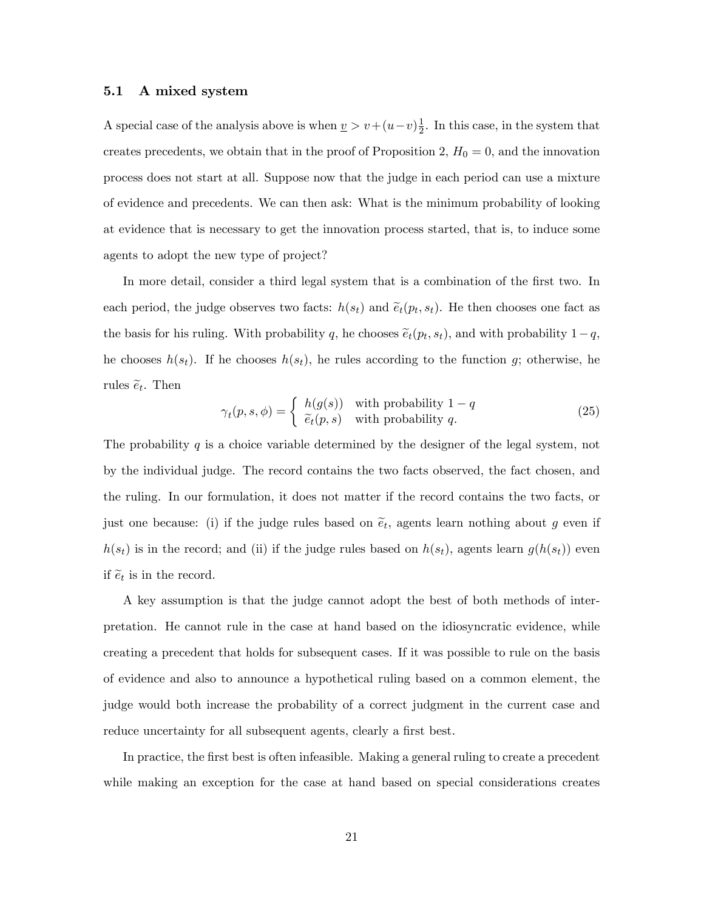### 5.1 A mixed system

A special case of the analysis above is when $\underline{v} > v+(u-v)\frac{1}{2}$. In this case, in the system that creates precedents, we obtain that in the proof of Proposition 2, $H_0 = 0$, and the innovation process does not start at all. Suppose now that the judge in each period can use a mixture of evidence and precedents. We can then ask: What is the minimum probability of looking at evidence that is necessary to get the innovation process started, that is, to induce some agents to adopt the new type of project?

In more detail, consider a third legal system that is a combination of the first two. In each period, the judge observes two facts: $h(s_t)$ and $\widetilde{e}_t(p_t, s_t)$. He then chooses one fact as the basis for his ruling. With probability $q$, he chooses $\widetilde{e}_t(p_t, s_t)$, and with probability $1-q$, he chooses $h(s_t)$. If he chooses $h(s_t)$, he rules according to the function $g$; otherwise, he rules $\widetilde{e}_t$. Then

$$\gamma_t(p, s, \phi) = \begin{cases} h(g(s)) & \text{with probability } 1-q \\ \widetilde{e}_t(p, s) & \text{with probability } q. \end{cases} \tag{25}$$

The probability $q$ is a choice variable determined by the designer of the legal system, not by the individual judge. The record contains the two facts observed, the fact chosen, and the ruling. In our formulation, it does not matter if the record contains the two facts, or just one because: (i) if the judge rules based on $\widetilde{e}_t$, agents learn nothing about $g$ even if $h(s_t)$ is in the record; and (ii) if the judge rules based on $h(s_t)$, agents learn $g(h(s_t))$ even if $\widetilde{e}_t$ is in the record.

A key assumption is that the judge cannot adopt the best of both methods of interpretation. He cannot rule in the case at hand based on the idiosyncratic evidence, while creating a precedent that holds for subsequent cases. If it was possible to rule on the basis of evidence and also to announce a hypothetical ruling based on a common element, the judge would both increase the probability of a correct judgment in the current case and reduce uncertainty for all subsequent agents, clearly a first best.

In practice, the first best is often infeasible. Making a general ruling to create a precedent while making an exception for the case at hand based on special considerations creates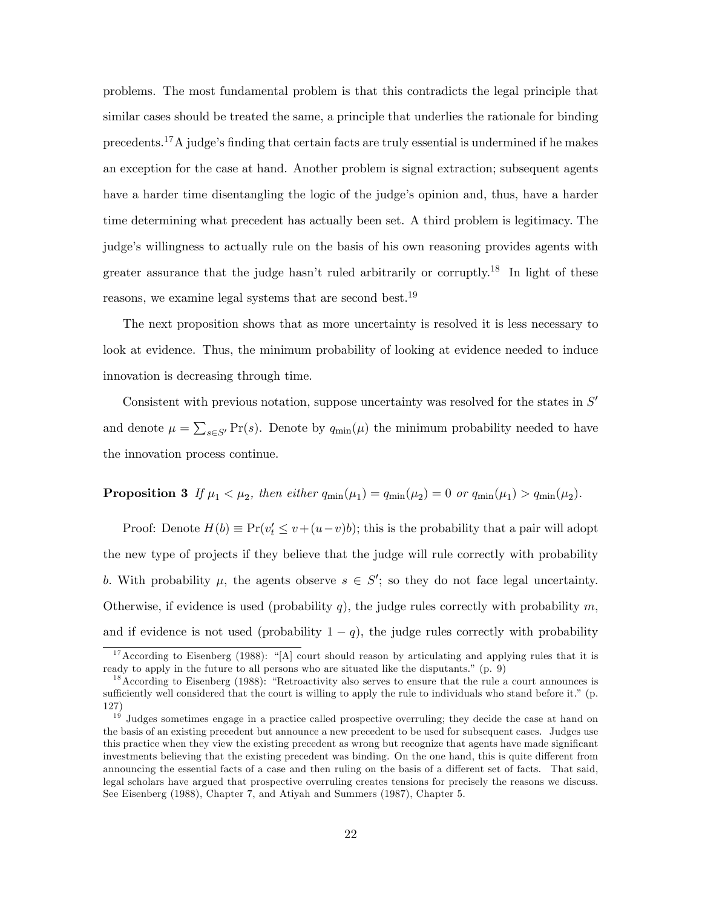problems. The most fundamental problem is that this contradicts the legal principle that similar cases should be treated the same, a principle that underlies the rationale for binding precedents.[17] A judge's finding that certain facts are truly essential is undermined if he makes an exception for the case at hand. Another problem is signal extraction; subsequent agents have a harder time disentangling the logic of the judge's opinion and, thus, have a harder time determining what precedent has actually been set. A third problem is legitimacy. The judge's willingness to actually rule on the basis of his own reasoning provides agents with greater assurance that the judge hasn't ruled arbitrarily or corruptly.[18] In light of these reasons, we examine legal systems that are second best.[19]

The next proposition shows that as more uncertainty is resolved it is less necessary to look at evidence. Thus, the minimum probability of looking at evidence needed to induce innovation is decreasing through time.

Consistent with previous notation, suppose uncertainty was resolved for the states in $S'$ and denote $\mu = \sum_{s \in S'} \Pr(s)$. Denote by $q_{\min}(\mu)$ the minimum probability needed to have the innovation process continue.

**Proposition 3** *If $\mu_1 < \mu_2$, then either $q_{\min}(\mu_1) = q_{\min}(\mu_2) = 0$ or $q_{\min}(\mu_1) > q_{\min}(\mu_2)$.*

Proof: Denote $H(b) \equiv \Pr(v'_t \leq v + (u - v)b)$; this is the probability that a pair will adopt the new type of projects if they believe that the judge will rule correctly with probability $b$. With probability $\mu$, the agents observe $s \in S'$; so they do not face legal uncertainty. Otherwise, if evidence is used (probability $q$), the judge rules correctly with probability $m$, and if evidence is not used (probability $1 - q$), the judge rules correctly with probability

---

[17] According to Eisenberg (1988): "[A] court should reason by articulating and applying rules that it is ready to apply in the future to all persons who are situated like the disputants." (p. 9)

[18] According to Eisenberg (1988): "Retroactivity also serves to ensure that the rule a court announces is sufficiently well considered that the court is willing to apply the rule to individuals who stand before it." (p. 127)

[19] Judges sometimes engage in a practice called prospective overruling; they decide the case at hand on the basis of an existing precedent but announce a new precedent to be used for subsequent cases. Judges use this practice when they view the existing precedent as wrong but recognize that agents have made significant investments believing that the existing precedent was binding. On the one hand, this is quite different from announcing the essential facts of a case and then ruling on the basis of a different set of facts. That said, legal scholars have argued that prospective overruling creates tensions for precisely the reasons we discuss. See Eisenberg (1988), Chapter 7, and Atiyah and Summers (1987), Chapter 5.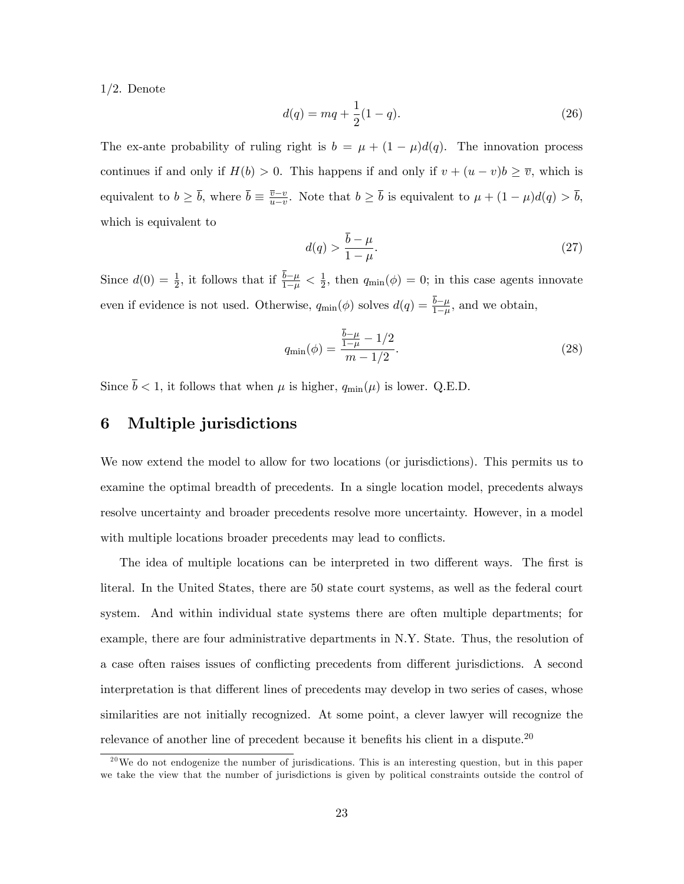1/2. Denote

$$d(q) = mq + \frac{1}{2}(1-q). \tag{26}$$

The ex-ante probability of ruling right is $b = \mu + (1-\mu)d(q)$. The innovation process continues if and only if $H(b) > 0$. This happens if and only if $v + (u-v)b \geq \overline{v}$, which is equivalent to $b \geq \overline{b}$, where $\overline{b} \equiv \frac{\overline{v}-v}{u-v}$. Note that $b \geq \overline{b}$ is equivalent to $\mu + (1-\mu)d(q) > \overline{b}$, which is equivalent to

$$d(q) > \frac{\overline{b}-\mu}{1-\mu}. \tag{27}$$

Since $d(0) = \frac{1}{2}$, it follows that if $\frac{\overline{b}-\mu}{1-\mu} < \frac{1}{2}$, then $q_{\min}(\phi) = 0$; in this case agents innovate even if evidence is not used. Otherwise, $q_{\min}(\phi)$ solves $d(q) = \frac{\overline{b}-\mu}{1-\mu}$, and we obtain,

$$q_{\min}(\phi) = \frac{\frac{\overline{b}-\mu}{1-\mu} - 1/2}{m - 1/2}. \tag{28}$$

Since $\overline{b} < 1$, it follows that when $\mu$ is higher, $q_{\min}(\mu)$ is lower. Q.E.D.

# 6 Multiple jurisdictions

We now extend the model to allow for two locations (or jurisdictions). This permits us to examine the optimal breadth of precedents. In a single location model, precedents always resolve uncertainty and broader precedents resolve more uncertainty. However, in a model with multiple locations broader precedents may lead to conflicts.

The idea of multiple locations can be interpreted in two different ways. The first is literal. In the United States, there are 50 state court systems, as well as the federal court system. And within individual state systems there are often multiple departments; for example, there are four administrative departments in N.Y. State. Thus, the resolution of a case often raises issues of conflicting precedents from different jurisdictions. A second interpretation is that different lines of precedents may develop in two series of cases, whose similarities are not initially recognized. At some point, a clever lawyer will recognize the relevance of another line of precedent because it benefits his client in a dispute.[20]

[20] We do not endogenize the number of jurisdications. This is an interesting question, but in this paper we take the view that the number of jurisdictions is given by political constraints outside the control of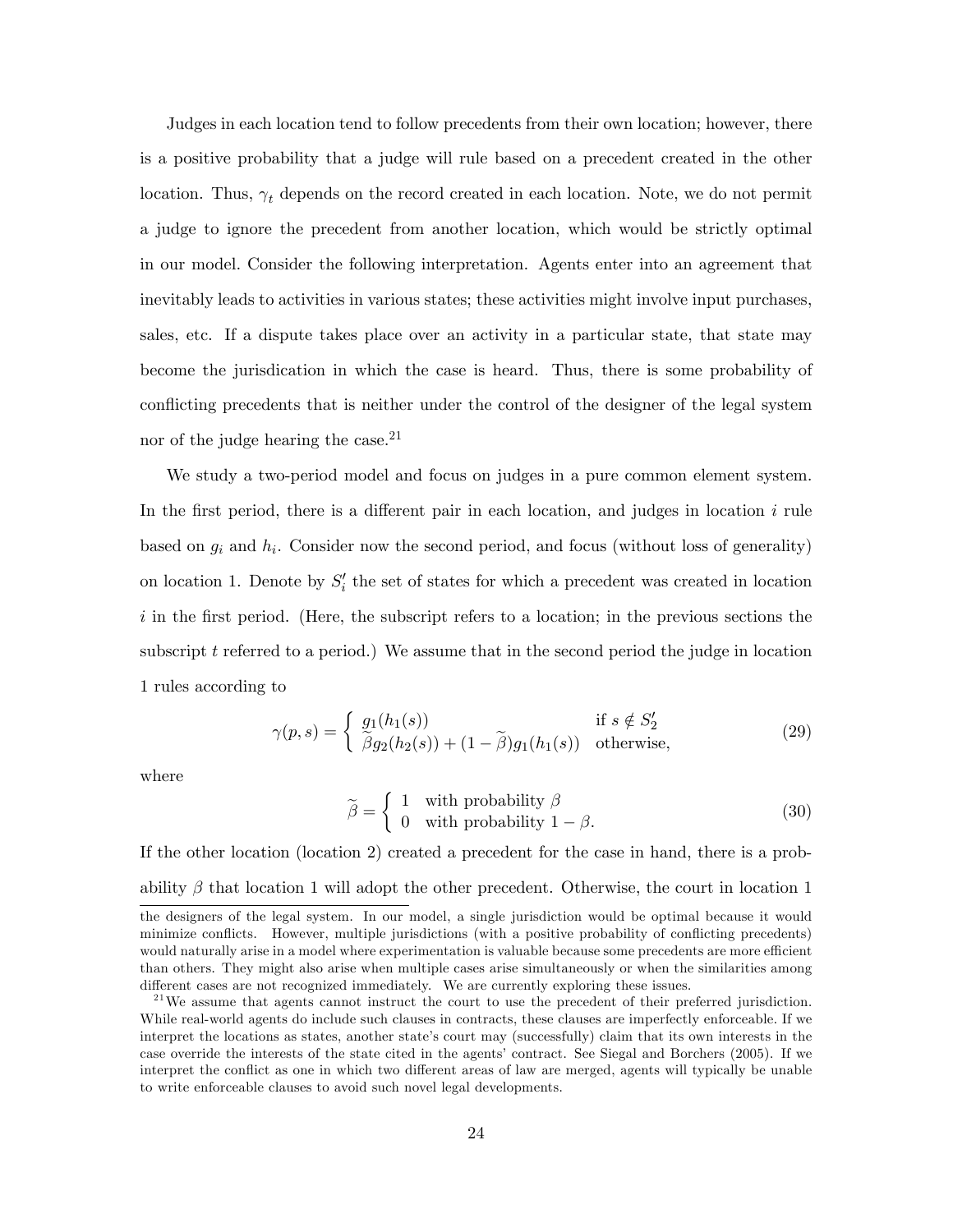Judges in each location tend to follow precedents from their own location; however, there is a positive probability that a judge will rule based on a precedent created in the other location. Thus, $\gamma_t$ depends on the record created in each location. Note, we do not permit a judge to ignore the precedent from another location, which would be strictly optimal in our model. Consider the following interpretation. Agents enter into an agreement that inevitably leads to activities in various states; these activities might involve input purchases, sales, etc. If a dispute takes place over an activity in a particular state, that state may become the jurisdication in which the case is heard. Thus, there is some probability of conflicting precedents that is neither under the control of the designer of the legal system nor of the judge hearing the case.[21]

We study a two-period model and focus on judges in a pure common element system. In the first period, there is a different pair in each location, and judges in location $i$ rule based on $g_i$ and $h_i$. Consider now the second period, and focus (without loss of generality) on location 1. Denote by $S_i'$ the set of states for which a precedent was created in location $i$ in the first period. (Here, the subscript refers to a location; in the previous sections the subscript $t$ referred to a period.) We assume that in the second period the judge in location 1 rules according to

$$\gamma(p, s) = \begin{cases} g_1(h_1(s)) & \text{if } s \notin S_2' \\ \widetilde{\beta} g_2(h_2(s)) + (1 - \widetilde{\beta}) g_1(h_1(s)) & \text{otherwise,} \end{cases} \tag{29}$$

where

$$\widetilde{\beta} = \begin{cases} 1 & \text{with probability } \beta \\ 0 & \text{with probability } 1 - \beta. \end{cases} \tag{30}$$

If the other location (location 2) created a precedent for the case in hand, there is a probability $\beta$ that location 1 will adopt the other precedent. Otherwise, the court in location 1

---

the designers of the legal system. In our model, a single jurisdiction would be optimal because it would minimize conflicts. However, multiple jurisdictions (with a positive probability of conflicting precedents) would naturally arise in a model where experimentation is valuable because some precedents are more efficient than others. They might also arise when multiple cases arise simultaneously or when the similarities among different cases are not recognized immediately. We are currently exploring these issues.

[21] We assume that agents cannot instruct the court to use the precedent of their preferred jurisdiction. While real-world agents do include such clauses in contracts, these clauses are imperfectly enforceable. If we interpret the locations as states, another state's court may (successfully) claim that its own interests in the case override the interests of the state cited in the agents' contract. See Siegal and Borchers (2005). If we interpret the conflict as one in which two different areas of law are merged, agents will typically be unable to write enforceable clauses to avoid such novel legal developments.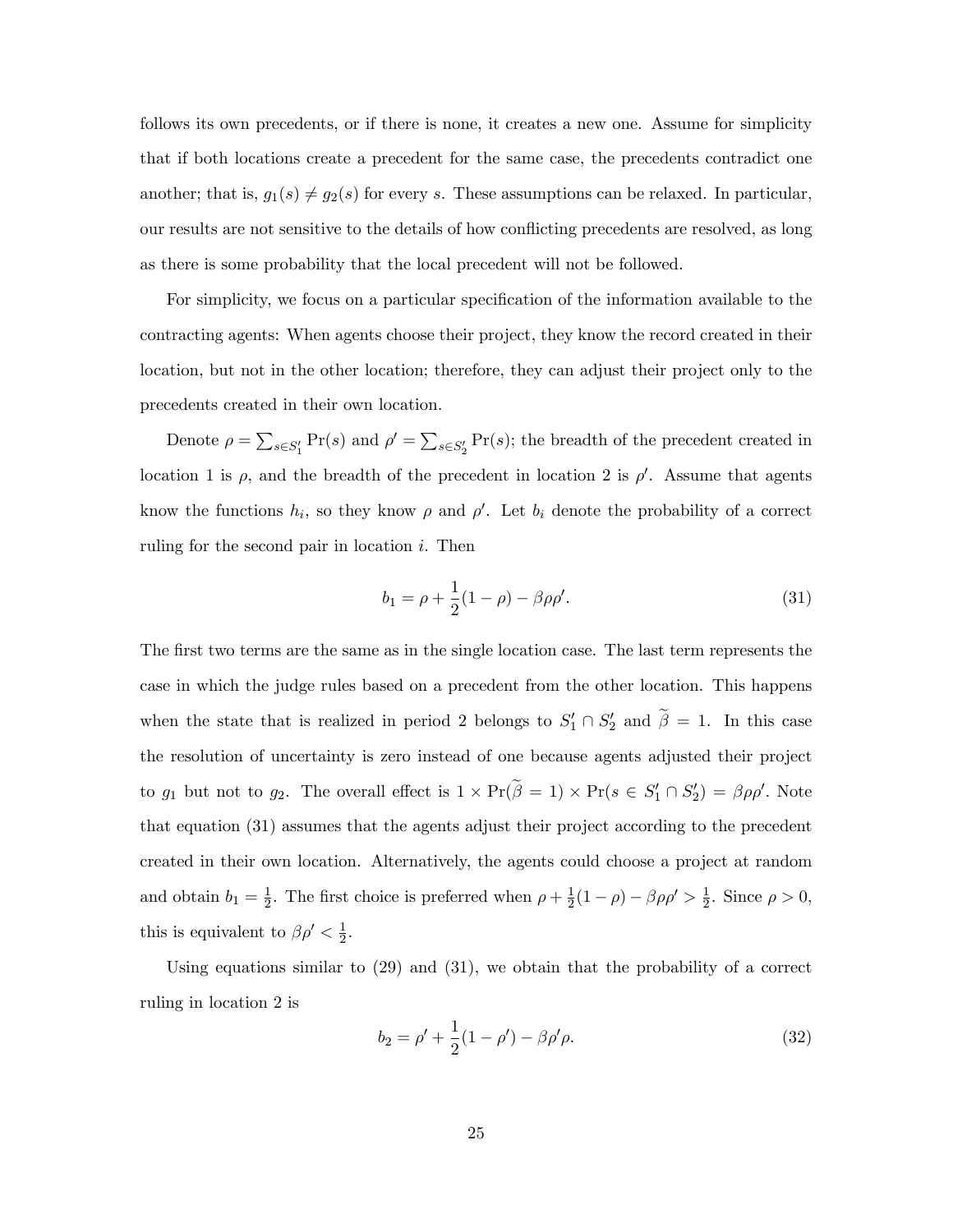follows its own precedents, or if there is none, it creates a new one. Assume for simplicity that if both locations create a precedent for the same case, the precedents contradict one another; that is, $g_1(s) \neq g_2(s)$ for every $s$. These assumptions can be relaxed. In particular, our results are not sensitive to the details of how conflicting precedents are resolved, as long as there is some probability that the local precedent will not be followed.

For simplicity, we focus on a particular specification of the information available to the contracting agents: When agents choose their project, they know the record created in their location, but not in the other location; therefore, they can adjust their project only to the precedents created in their own location.

Denote $\rho = \sum_{s \in S_1'} \Pr(s)$ and $\rho' = \sum_{s \in S_2'} \Pr(s)$; the breadth of the precedent created in location 1 is $\rho$, and the breadth of the precedent in location 2 is $\rho'$. Assume that agents know the functions $h_i$, so they know $\rho$ and $\rho'$. Let $b_i$ denote the probability of a correct ruling for the second pair in location $i$. Then

$$b_1 = \rho + \frac{1}{2}(1 - \rho) - \beta\rho\rho'. \tag{31}$$

The first two terms are the same as in the single location case. The last term represents the case in which the judge rules based on a precedent from the other location. This happens when the state that is realized in period 2 belongs to $S_1' \cap S_2'$ and $\widetilde{\beta} = 1$. In this case the resolution of uncertainty is zero instead of one because agents adjusted their project to $g_1$ but not to $g_2$. The overall effect is $1 \times \Pr(\widetilde{\beta} = 1) \times \Pr(s \in S_1' \cap S_2') = \beta\rho\rho'$. Note that equation (31) assumes that the agents adjust their project according to the precedent created in their own location. Alternatively, the agents could choose a project at random and obtain $b_1 = \frac{1}{2}$. The first choice is preferred when $\rho + \frac{1}{2}(1 - \rho) - \beta\rho\rho' > \frac{1}{2}$. Since $\rho > 0$, this is equivalent to $\beta\rho' < \frac{1}{2}$.

Using equations similar to (29) and (31), we obtain that the probability of a correct ruling in location 2 is

$$b_2 = \rho' + \frac{1}{2}(1 - \rho') - \beta\rho'\rho. \tag{32}$$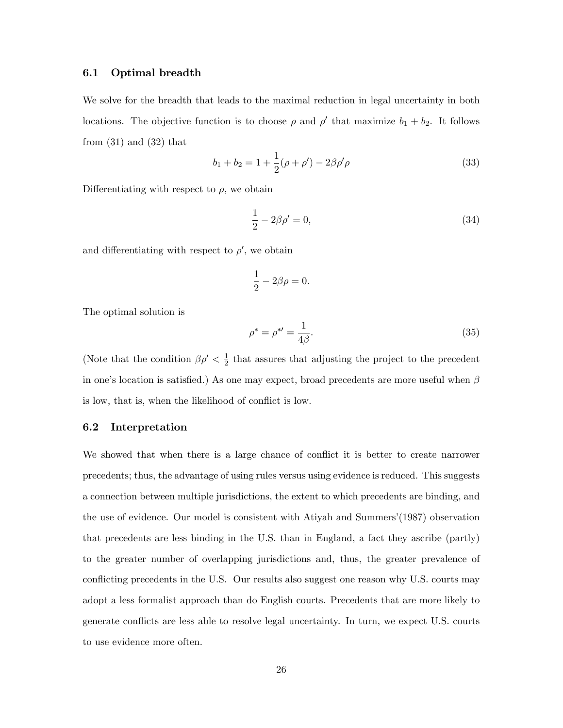### 6.1 Optimal breadth

We solve for the breadth that leads to the maximal reduction in legal uncertainty in both locations. The objective function is to choose $\rho$ and $\rho'$ that maximize $b_1 + b_2$. It follows from (31) and (32) that

$$b_1 + b_2 = 1 + \frac{1}{2}(\rho + \rho') - 2\beta\rho'\rho \tag{33}$$

Differentiating with respect to $\rho$, we obtain

$$\frac{1}{2} - 2\beta\rho' = 0, \tag{34}$$

and differentiating with respect to $\rho'$, we obtain

$$\frac{1}{2} - 2\beta\rho = 0.$$

The optimal solution is

$$\rho^* = \rho^{*\prime} = \frac{1}{4\beta}. \tag{35}$$

(Note that the condition $\beta\rho' < \frac{1}{2}$ that assures that adjusting the project to the precedent in one's location is satisfied.) As one may expect, broad precedents are more useful when $\beta$ is low, that is, when the likelihood of conflict is low.

### 6.2 Interpretation

We showed that when there is a large chance of conflict it is better to create narrower precedents; thus, the advantage of using rules versus using evidence is reduced. This suggests a connection between multiple jurisdictions, the extent to which precedents are binding, and the use of evidence. Our model is consistent with Atiyah and Summers'(1987) observation that precedents are less binding in the U.S. than in England, a fact they ascribe (partly) to the greater number of overlapping jurisdictions and, thus, the greater prevalence of conflicting precedents in the U.S. Our results also suggest one reason why U.S. courts may adopt a less formalist approach than do English courts. Precedents that are more likely to generate conflicts are less able to resolve legal uncertainty. In turn, we expect U.S. courts to use evidence more often.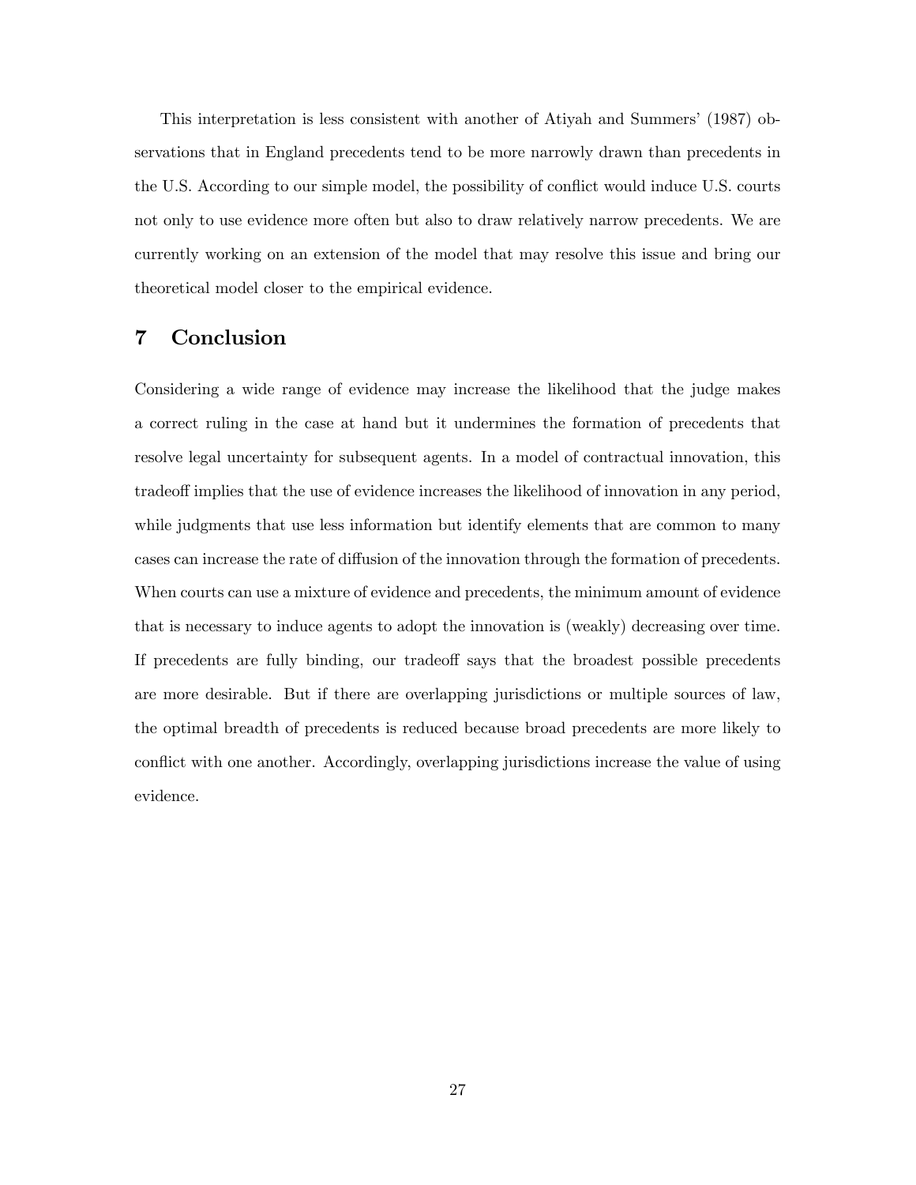This interpretation is less consistent with another of Atiyah and Summers' (1987) observations that in England precedents tend to be more narrowly drawn than precedents in the U.S. According to our simple model, the possibility of conflict would induce U.S. courts not only to use evidence more often but also to draw relatively narrow precedents. We are currently working on an extension of the model that may resolve this issue and bring our theoretical model closer to the empirical evidence.

## 7 Conclusion

Considering a wide range of evidence may increase the likelihood that the judge makes a correct ruling in the case at hand but it undermines the formation of precedents that resolve legal uncertainty for subsequent agents. In a model of contractual innovation, this tradeoff implies that the use of evidence increases the likelihood of innovation in any period, while judgments that use less information but identify elements that are common to many cases can increase the rate of diffusion of the innovation through the formation of precedents. When courts can use a mixture of evidence and precedents, the minimum amount of evidence that is necessary to induce agents to adopt the innovation is (weakly) decreasing over time. If precedents are fully binding, our tradeoff says that the broadest possible precedents are more desirable. But if there are overlapping jurisdictions or multiple sources of law, the optimal breadth of precedents is reduced because broad precedents are more likely to conflict with one another. Accordingly, overlapping jurisdictions increase the value of using evidence.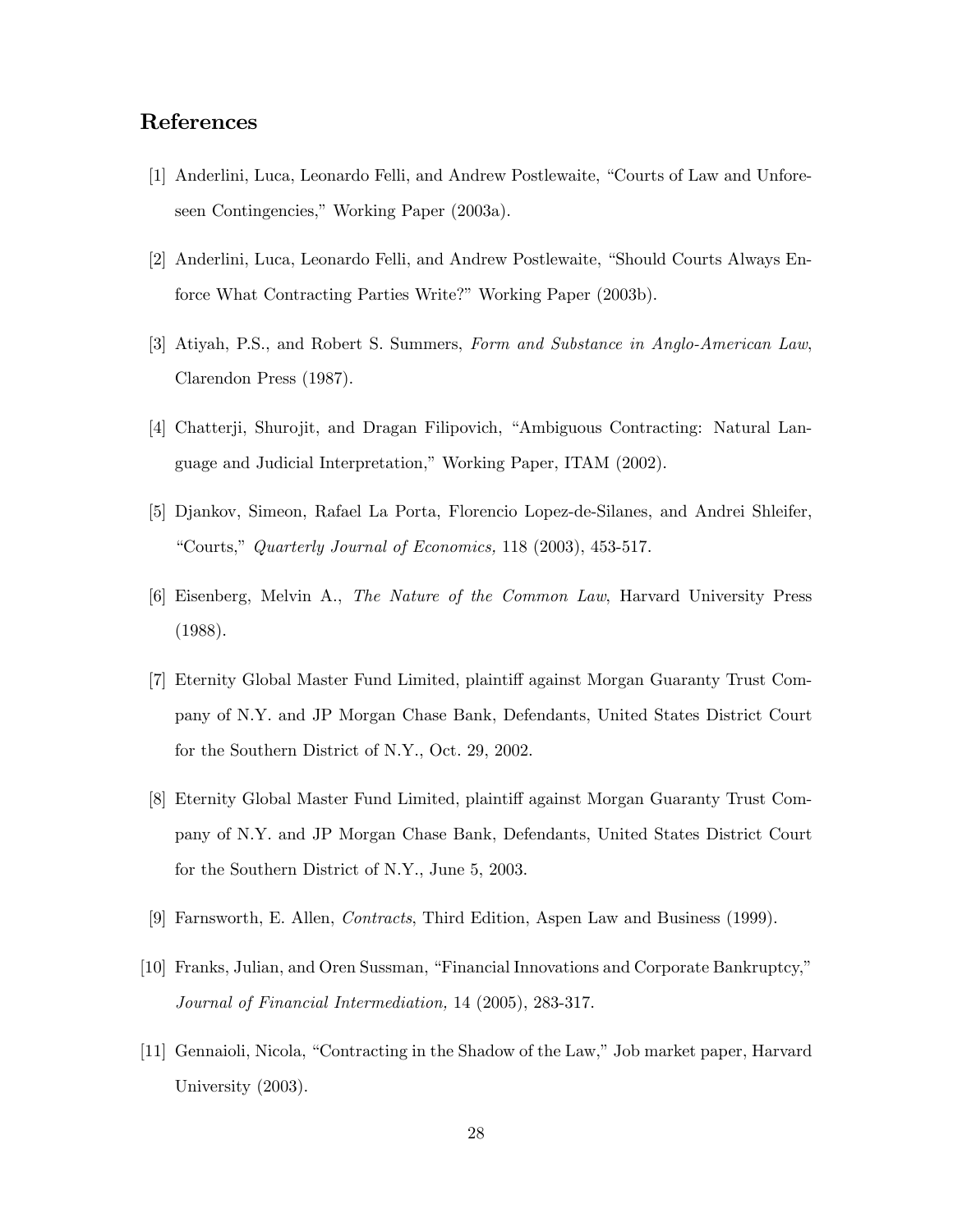## References

[1] Anderlini, Luca, Leonardo Felli, and Andrew Postlewaite, "Courts of Law and Unforeseen Contingencies," Working Paper (2003a).

[2] Anderlini, Luca, Leonardo Felli, and Andrew Postlewaite, "Should Courts Always Enforce What Contracting Parties Write?" Working Paper (2003b).

[3] Atiyah, P.S., and Robert S. Summers, *Form and Substance in Anglo-American Law*, Clarendon Press (1987).

[4] Chatterji, Shurojit, and Dragan Filipovich, "Ambiguous Contracting: Natural Language and Judicial Interpretation," Working Paper, ITAM (2002).

[5] Djankov, Simeon, Rafael La Porta, Florencio Lopez-de-Silanes, and Andrei Shleifer, "Courts," *Quarterly Journal of Economics,* 118 (2003), 453-517.

[6] Eisenberg, Melvin A., *The Nature of the Common Law*, Harvard University Press (1988).

[7] Eternity Global Master Fund Limited, plaintiff against Morgan Guaranty Trust Company of N.Y. and JP Morgan Chase Bank, Defendants, United States District Court for the Southern District of N.Y., Oct. 29, 2002.

[8] Eternity Global Master Fund Limited, plaintiff against Morgan Guaranty Trust Company of N.Y. and JP Morgan Chase Bank, Defendants, United States District Court for the Southern District of N.Y., June 5, 2003.

[9] Farnsworth, E. Allen, *Contracts*, Third Edition, Aspen Law and Business (1999).

[10] Franks, Julian, and Oren Sussman, "Financial Innovations and Corporate Bankruptcy," *Journal of Financial Intermediation,* 14 (2005), 283-317.

[11] Gennaioli, Nicola, "Contracting in the Shadow of the Law," Job market paper, Harvard University (2003).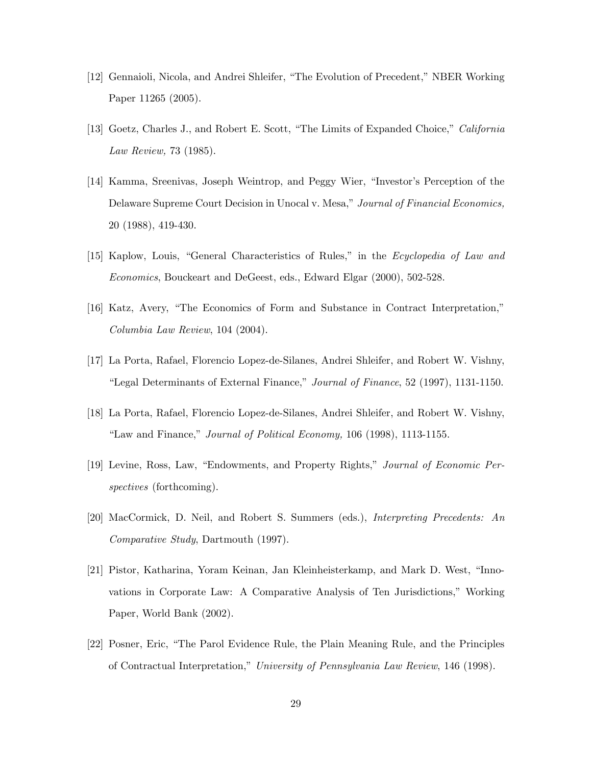[12] Gennaioli, Nicola, and Andrei Shleifer, "The Evolution of Precedent," NBER Working Paper 11265 (2005).

[13] Goetz, Charles J., and Robert E. Scott, "The Limits of Expanded Choice," *California Law Review,* 73 (1985).

[14] Kamma, Sreenivas, Joseph Weintrop, and Peggy Wier, "Investor's Perception of the Delaware Supreme Court Decision in Unocal v. Mesa," *Journal of Financial Economics,* 20 (1988), 419-430.

[15] Kaplow, Louis, "General Characteristics of Rules," in the *Ecyclopedia of Law and Economics*, Bouckeart and DeGeest, eds., Edward Elgar (2000), 502-528.

[16] Katz, Avery, "The Economics of Form and Substance in Contract Interpretation," *Columbia Law Review*, 104 (2004).

[17] La Porta, Rafael, Florencio Lopez-de-Silanes, Andrei Shleifer, and Robert W. Vishny, "Legal Determinants of External Finance," *Journal of Finance*, 52 (1997), 1131-1150.

[18] La Porta, Rafael, Florencio Lopez-de-Silanes, Andrei Shleifer, and Robert W. Vishny, "Law and Finance," *Journal of Political Economy,* 106 (1998), 1113-1155.

[19] Levine, Ross, Law, "Endowments, and Property Rights," *Journal of Economic Perspectives* (forthcoming).

[20] MacCormick, D. Neil, and Robert S. Summers (eds.), *Interpreting Precedents: An Comparative Study*, Dartmouth (1997).

[21] Pistor, Katharina, Yoram Keinan, Jan Kleinheisterkamp, and Mark D. West, "Innovations in Corporate Law: A Comparative Analysis of Ten Jurisdictions," Working Paper, World Bank (2002).

[22] Posner, Eric, "The Parol Evidence Rule, the Plain Meaning Rule, and the Principles of Contractual Interpretation," *University of Pennsylvania Law Review*, 146 (1998).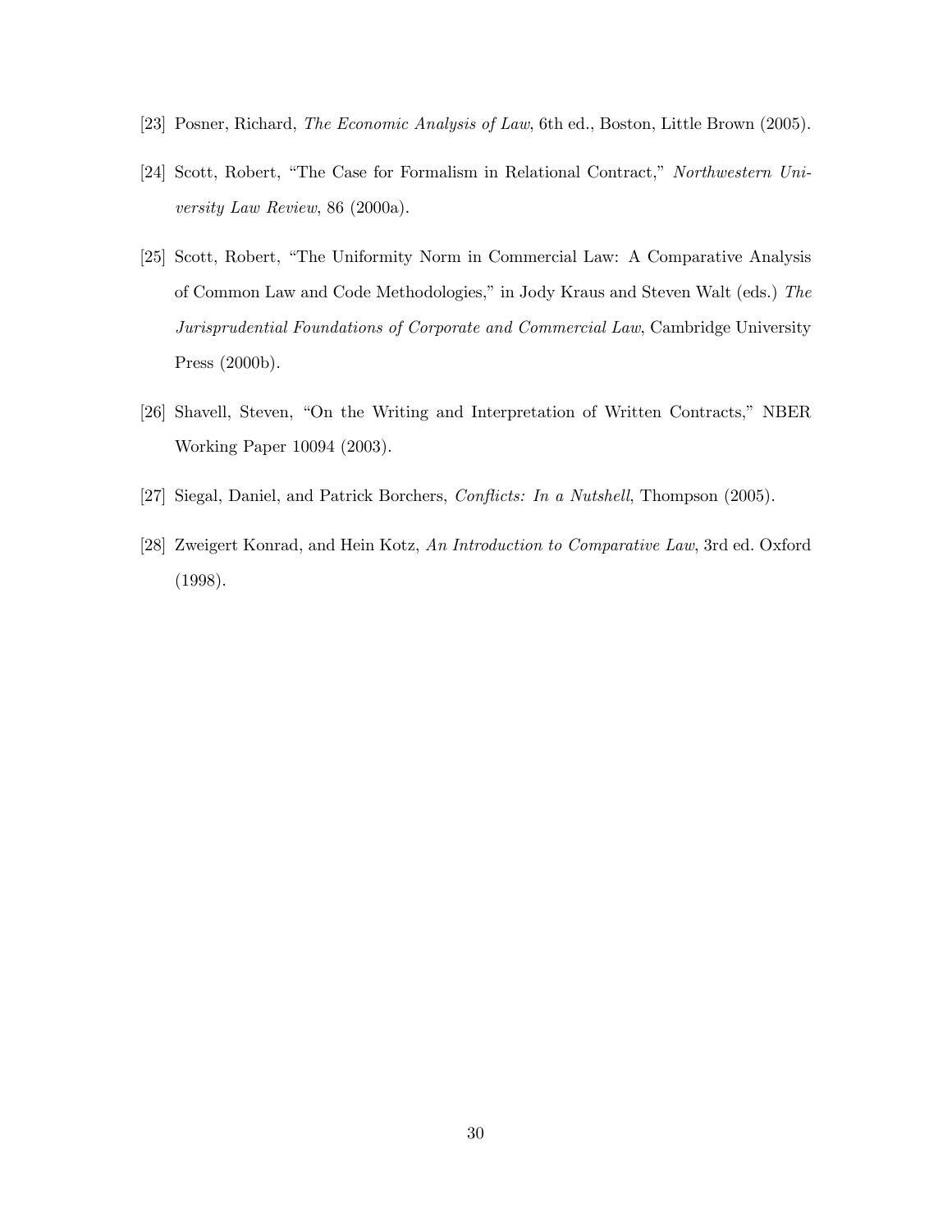[23] Posner, Richard, *The Economic Analysis of Law*, 6th ed., Boston, Little Brown (2005).

[24] Scott, Robert, "The Case for Formalism in Relational Contract," *Northwestern University Law Review*, 86 (2000a).

[25] Scott, Robert, "The Uniformity Norm in Commercial Law: A Comparative Analysis of Common Law and Code Methodologies," in Jody Kraus and Steven Walt (eds.) *The Jurisprudential Foundations of Corporate and Commercial Law*, Cambridge University Press (2000b).

[26] Shavell, Steven, "On the Writing and Interpretation of Written Contracts," NBER Working Paper 10094 (2003).

[27] Siegal, Daniel, and Patrick Borchers, *Conflicts: In a Nutshell*, Thompson (2005).

[28] Zweigert Konrad, and Hein Kotz, *An Introduction to Comparative Law*, 3rd ed. Oxford (1998).